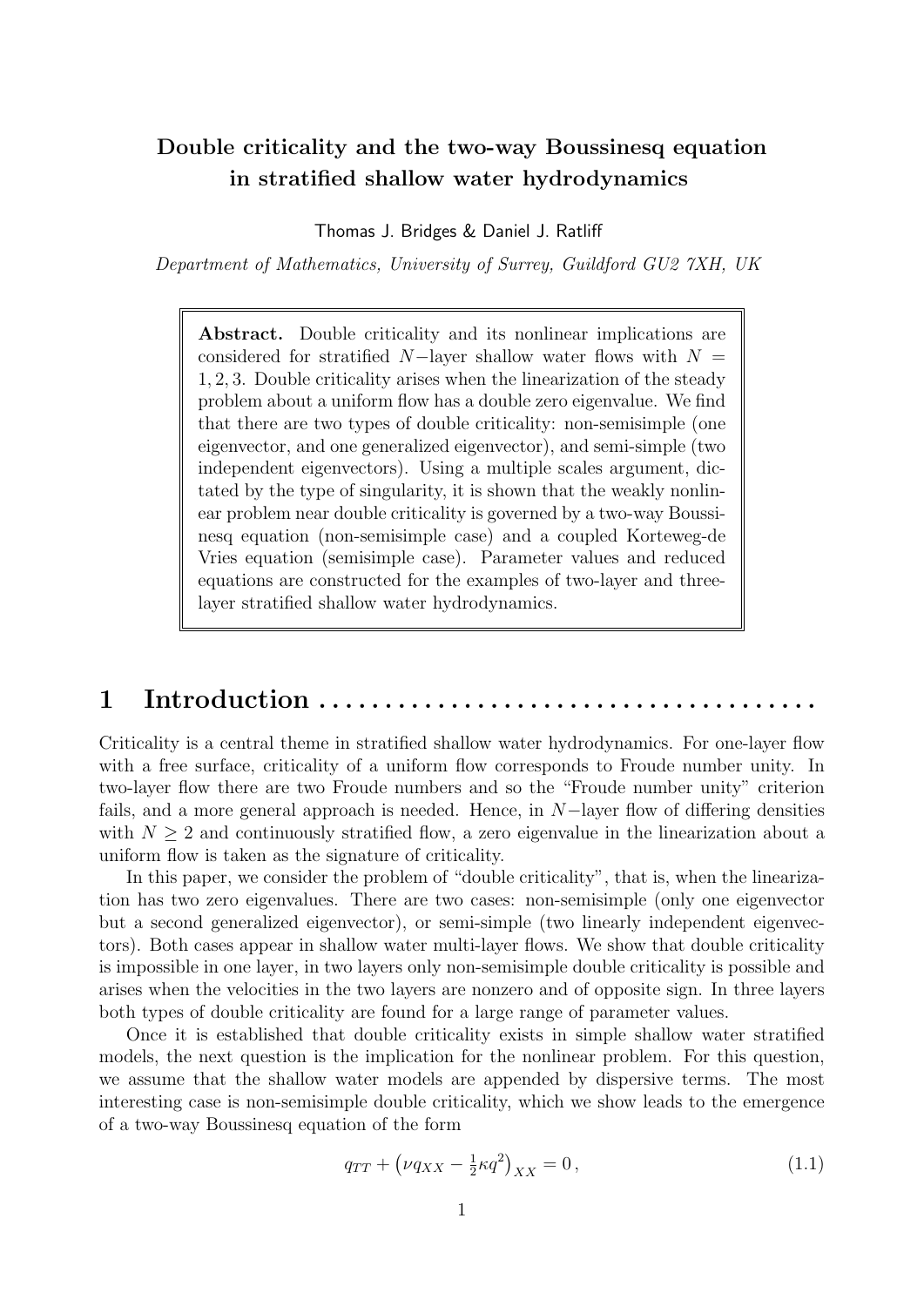# Double criticality and the two-way Boussinesq equation in stratified shallow water hydrodynamics

Thomas J. Bridges & Daniel J. Ratliff

*Department of Mathematics, University of Surrey, Guildford GU2 7XH, UK*

**Abstract.** Double criticality and its nonlinear implications are considered for stratified $N-$layer shallow water flows with $N = 1, 2, 3$. Double criticality arises when the linearization of the steady problem about a uniform flow has a double zero eigenvalue. We find that there are two types of double criticality: non-semisimple (one eigenvector, and one generalized eigenvector), and semi-simple (two independent eigenvectors). Using a multiple scales argument, dictated by the type of singularity, it is shown that the weakly nonlinear problem near double criticality is governed by a two-way Boussinesq equation (non-semisimple case) and a coupled Korteweg-de Vries equation (semisimple case). Parameter values and reduced equations are constructed for the examples of two-layer and three-layer stratified shallow water hydrodynamics.

## 1 Introduction

Criticality is a central theme in stratified shallow water hydrodynamics. For one-layer flow with a free surface, criticality of a uniform flow corresponds to Froude number unity. In two-layer flow there are two Froude numbers and so the "Froude number unity" criterion fails, and a more general approach is needed. Hence, in $N-$layer flow of differing densities with $N \geq 2$ and continuously stratified flow, a zero eigenvalue in the linearization about a uniform flow is taken as the signature of criticality.

In this paper, we consider the problem of "double criticality", that is, when the linearization has two zero eigenvalues. There are two cases: non-semisimple (only one eigenvector but a second generalized eigenvector), or semi-simple (two linearly independent eigenvectors). Both cases appear in shallow water multi-layer flows. We show that double criticality is impossible in one layer, in two layers only non-semisimple double criticality is possible and arises when the velocities in the two layers are nonzero and of opposite sign. In three layers both types of double criticality are found for a large range of parameter values.

Once it is established that double criticality exists in simple shallow water stratified models, the next question is the implication for the nonlinear problem. For this question, we assume that the shallow water models are appended by dispersive terms. The most interesting case is non-semisimple double criticality, which we show leads to the emergence of a two-way Boussinesq equation of the form

$$q_{TT} + \left(\nu q_{XX} - \tfrac{1}{2}\kappa q^2\right)_{XX} = 0\,, \tag{1.1}$$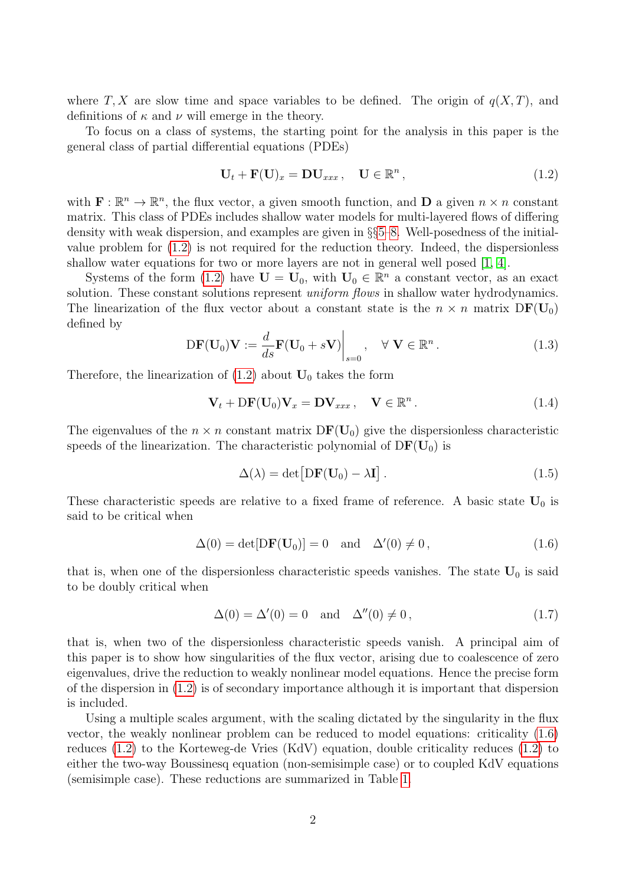where $T, X$ are slow time and space variables to be defined. The origin of $q(X,T)$, and definitions of $\kappa$ and $\nu$ will emerge in the theory.

To focus on a class of systems, the starting point for the analysis in this paper is the general class of partial differential equations (PDEs)

$$\mathbf{U}_t + \mathbf{F}(\mathbf{U})_x = \mathbf{D}\mathbf{U}_{xxx}\,, \quad \mathbf{U} \in \mathbb{R}^n\,, \tag{1.2}$$

with $\mathbf{F} : \mathbb{R}^n \to \mathbb{R}^n$, the flux vector, a given smooth function, and $\mathbf{D}$ a given $n \times n$ constant matrix. This class of PDEs includes shallow water models for multi-layered flows of differing density with weak dispersion, and examples are given in §§5–8. Well-posedness of the initial-value problem for (1.2) is not required for the reduction theory. Indeed, the dispersionless shallow water equations for two or more layers are not in general well posed [1, 4].

Systems of the form (1.2) have $\mathbf{U} = \mathbf{U}_0$, with $\mathbf{U}_0 \in \mathbb{R}^n$ a constant vector, as an exact solution. These constant solutions represent *uniform flows* in shallow water hydrodynamics. The linearization of the flux vector about a constant state is the $n \times n$ matrix $\mathrm{D}\mathbf{F}(\mathbf{U}_0)$ defined by

$$\mathrm{D}\mathbf{F}(\mathbf{U}_0)\mathbf{V} := \frac{d}{ds}\mathbf{F}(\mathbf{U}_0 + s\mathbf{V})\bigg|_{s=0}, \quad \forall\, \mathbf{V} \in \mathbb{R}^n\,. \tag{1.3}$$

Therefore, the linearization of (1.2) about $\mathbf{U}_0$ takes the form

$$\mathbf{V}_t + \mathrm{D}\mathbf{F}(\mathbf{U}_0)\mathbf{V}_x = \mathbf{D}\mathbf{V}_{xxx}\,, \quad \mathbf{V} \in \mathbb{R}^n\,. \tag{1.4}$$

The eigenvalues of the $n \times n$ constant matrix $\mathrm{D}\mathbf{F}(\mathbf{U}_0)$ give the dispersionless characteristic speeds of the linearization. The characteristic polynomial of $\mathrm{D}\mathbf{F}(\mathbf{U}_0)$ is

$$\Delta(\lambda) = \det\big[\mathrm{D}\mathbf{F}(\mathbf{U}_0) - \lambda\mathbf{I}\big]\,. \tag{1.5}$$

These characteristic speeds are relative to a fixed frame of reference. A basic state $\mathbf{U}_0$ is said to be critical when

$$\Delta(0) = \det[\mathrm{D}\mathbf{F}(\mathbf{U}_0)] = 0 \quad \text{and} \quad \Delta'(0) \neq 0\,, \tag{1.6}$$

that is, when one of the dispersionless characteristic speeds vanishes. The state $\mathbf{U}_0$ is said to be doubly critical when

$$\Delta(0) = \Delta'(0) = 0 \quad \text{and} \quad \Delta''(0) \neq 0\,, \tag{1.7}$$

that is, when two of the dispersionless characteristic speeds vanish. A principal aim of this paper is to show how singularities of the flux vector, arising due to coalescence of zero eigenvalues, drive the reduction to weakly nonlinear model equations. Hence the precise form of the dispersion in (1.2) is of secondary importance although it is important that dispersion is included.

Using a multiple scales argument, with the scaling dictated by the singularity in the flux vector, the weakly nonlinear problem can be reduced to model equations: criticality (1.6) reduces (1.2) to the Korteweg-de Vries (KdV) equation, double criticality reduces (1.2) to either the two-way Boussinesq equation (non-semisimple case) or to coupled KdV equations (semisimple case). These reductions are summarized in Table 1.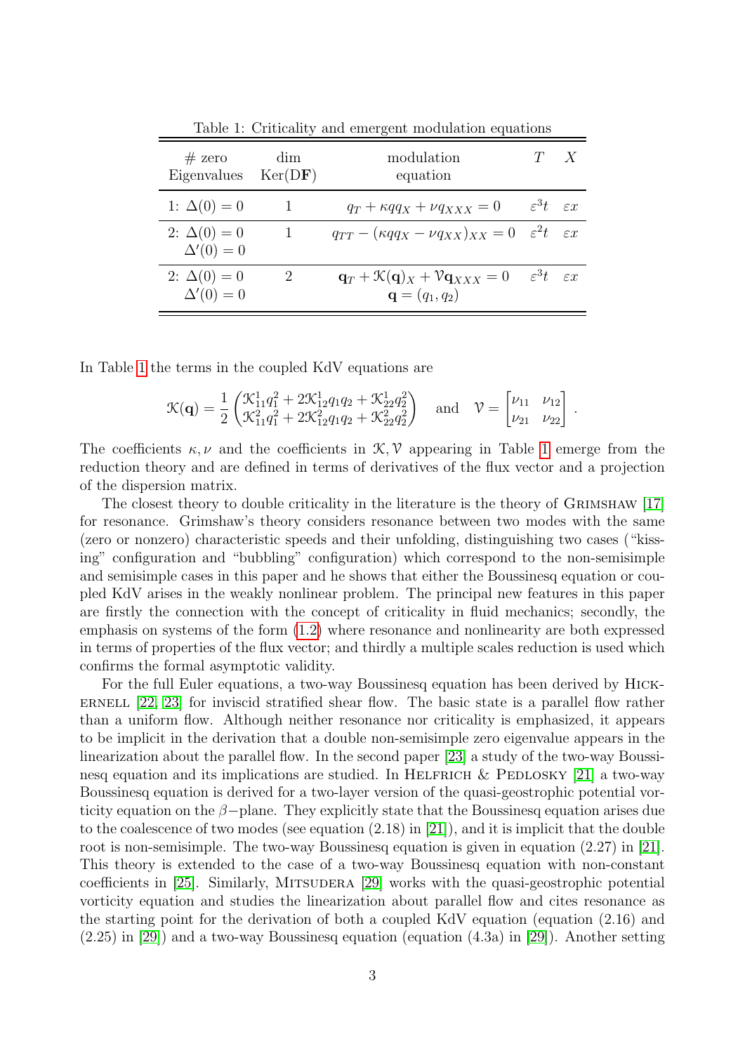Table 1: Criticality and emergent modulation equations

| # zero Eigenvalues | dim Ker(D**F**) | modulation equation | $T$ | $X$ |
|---|---|---|---|---|
| 1: $\Delta(0)=0$ | 1 | $q_T + \kappa q q_X + \nu q_{XXX} = 0$ | $\varepsilon^3 t$ | $\varepsilon x$ |
| 2: $\Delta(0)=0$, $\Delta'(0)=0$ | 1 | $q_{TT} - (\kappa q q_X - \nu q_{XX})_{XX} = 0$ | $\varepsilon^2 t$ | $\varepsilon x$ |
| 2: $\Delta(0)=0$, $\Delta'(0)=0$ | 2 | $\mathbf{q}_T + \mathcal{K}(\mathbf{q})_X + \mathcal{V}\mathbf{q}_{XXX} = 0$, $\mathbf{q}=(q_1,q_2)$ | $\varepsilon^3 t$ | $\varepsilon x$ |

In Table 1 the terms in the coupled KdV equations are

$$\mathcal{K}(\mathbf{q}) = \frac{1}{2}\begin{pmatrix} \mathcal{K}^1_{11}q_1^2 + 2\mathcal{K}^1_{12}q_1q_2 + \mathcal{K}^1_{22}q_2^2 \\ \mathcal{K}^2_{11}q_1^2 + 2\mathcal{K}^2_{12}q_1q_2 + \mathcal{K}^2_{22}q_2^2 \end{pmatrix} \quad \text{and} \quad \mathcal{V} = \begin{bmatrix} \nu_{11} & \nu_{12} \\ \nu_{21} & \nu_{22} \end{bmatrix}.$$

The coefficients $\kappa, \nu$ and the coefficients in $\mathcal{K}, \mathcal{V}$ appearing in Table 1 emerge from the reduction theory and are defined in terms of derivatives of the flux vector and a projection of the dispersion matrix.

The closest theory to double criticality in the literature is the theory of Grimshaw [17] for resonance. Grimshaw's theory considers resonance between two modes with the same (zero or nonzero) characteristic speeds and their unfolding, distinguishing two cases ("kissing" configuration and "bubbling" configuration) which correspond to the non-semisimple and semisimple cases in this paper and he shows that either the Boussinesq equation or coupled KdV arises in the weakly nonlinear problem. The principal new features in this paper are firstly the connection with the concept of criticality in fluid mechanics; secondly, the emphasis on systems of the form (1.2) where resonance and nonlinearity are both expressed in terms of properties of the flux vector; and thirdly a multiple scales reduction is used which confirms the formal asymptotic validity.

For the full Euler equations, a two-way Boussinesq equation has been derived by Hickernell [22, 23] for inviscid stratified shear flow. The basic state is a parallel flow rather than a uniform flow. Although neither resonance nor criticality is emphasized, it appears to be implicit in the derivation that a double non-semisimple zero eigenvalue appears in the linearization about the parallel flow. In the second paper [23] a study of the two-way Boussinesq equation and its implications are studied. In Helfrich & Pedlosky [21] a two-way Boussinesq equation is derived for a two-layer version of the quasi-geostrophic potential vorticity equation on the $\beta-$plane. They explicitly state that the Boussinesq equation arises due to the coalescence of two modes (see equation (2.18) in [21]), and it is implicit that the double root is non-semisimple. The two-way Boussinesq equation is given in equation (2.27) in [21]. This theory is extended to the case of a two-way Boussinesq equation with non-constant coefficients in [25]. Similarly, Mitsudera [29] works with the quasi-geostrophic potential vorticity equation and studies the linearization about parallel flow and cites resonance as the starting point for the derivation of both a coupled KdV equation (equation (2.16) and (2.25) in [29]) and a two-way Boussinesq equation (equation (4.3a) in [29]). Another setting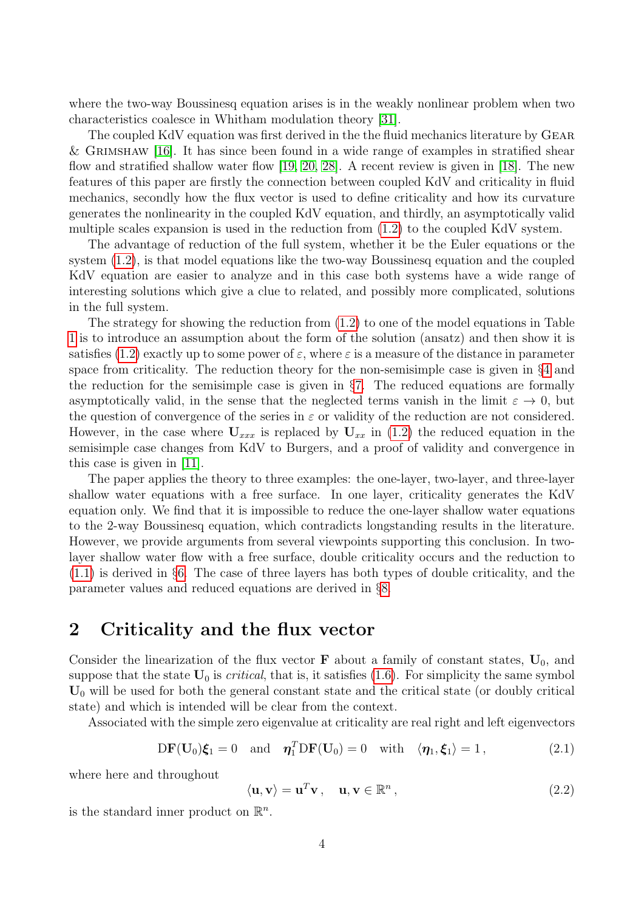where the two-way Boussinesq equation arises is in the weakly nonlinear problem when two characteristics coalesce in Whitham modulation theory [31].

The coupled KdV equation was first derived in the the fluid mechanics literature by Gear & Grimshaw [16]. It has since been found in a wide range of examples in stratified shear flow and stratified shallow water flow [19, 20, 28]. A recent review is given in [18]. The new features of this paper are firstly the connection between coupled KdV and criticality in fluid mechanics, secondly how the flux vector is used to define criticality and how its curvature generates the nonlinearity in the coupled KdV equation, and thirdly, an asymptotically valid multiple scales expansion is used in the reduction from (1.2) to the coupled KdV system.

The advantage of reduction of the full system, whether it be the Euler equations or the system (1.2), is that model equations like the two-way Boussinesq equation and the coupled KdV equation are easier to analyze and in this case both systems have a wide range of interesting solutions which give a clue to related, and possibly more complicated, solutions in the full system.

The strategy for showing the reduction from (1.2) to one of the model equations in Table 1 is to introduce an assumption about the form of the solution (ansatz) and then show it is satisfies (1.2) exactly up to some power of $\varepsilon$, where $\varepsilon$ is a measure of the distance in parameter space from criticality. The reduction theory for the non-semisimple case is given in §4 and the reduction for the semisimple case is given in §7. The reduced equations are formally asymptotically valid, in the sense that the neglected terms vanish in the limit $\varepsilon \to 0$, but the question of convergence of the series in $\varepsilon$ or validity of the reduction are not considered. However, in the case where $\mathbf{U}_{xxx}$ is replaced by $\mathbf{U}_{xx}$ in (1.2) the reduced equation in the semisimple case changes from KdV to Burgers, and a proof of validity and convergence in this case is given in [11].

The paper applies the theory to three examples: the one-layer, two-layer, and three-layer shallow water equations with a free surface. In one layer, criticality generates the KdV equation only. We find that it is impossible to reduce the one-layer shallow water equations to the 2-way Boussinesq equation, which contradicts longstanding results in the literature. However, we provide arguments from several viewpoints supporting this conclusion. In two-layer shallow water flow with a free surface, double criticality occurs and the reduction to (1.1) is derived in §6. The case of three layers has both types of double criticality, and the parameter values and reduced equations are derived in §8.

## 2 Criticality and the flux vector

Consider the linearization of the flux vector $\mathbf{F}$ about a family of constant states, $\mathbf{U}_0$, and suppose that the state $\mathbf{U}_0$ is *critical*, that is, it satisfies (1.6). For simplicity the same symbol $\mathbf{U}_0$ will be used for both the general constant state and the critical state (or doubly critical state) and which is intended will be clear from the context.

Associated with the simple zero eigenvalue at criticality are real right and left eigenvectors

$$\mathrm{D}\mathbf{F}(\mathbf{U}_0)\boldsymbol{\xi}_1 = 0 \quad \text{and} \quad \boldsymbol{\eta}_1^T \mathrm{D}\mathbf{F}(\mathbf{U}_0) = 0 \quad \text{with} \quad \langle \boldsymbol{\eta}_1, \boldsymbol{\xi}_1 \rangle = 1\,, \tag{2.1}$$

where here and throughout

$$\langle \mathbf{u}, \mathbf{v} \rangle = \mathbf{u}^T \mathbf{v}\,, \quad \mathbf{u}, \mathbf{v} \in \mathbb{R}^n\,, \tag{2.2}$$

is the standard inner product on $\mathbb{R}^n$.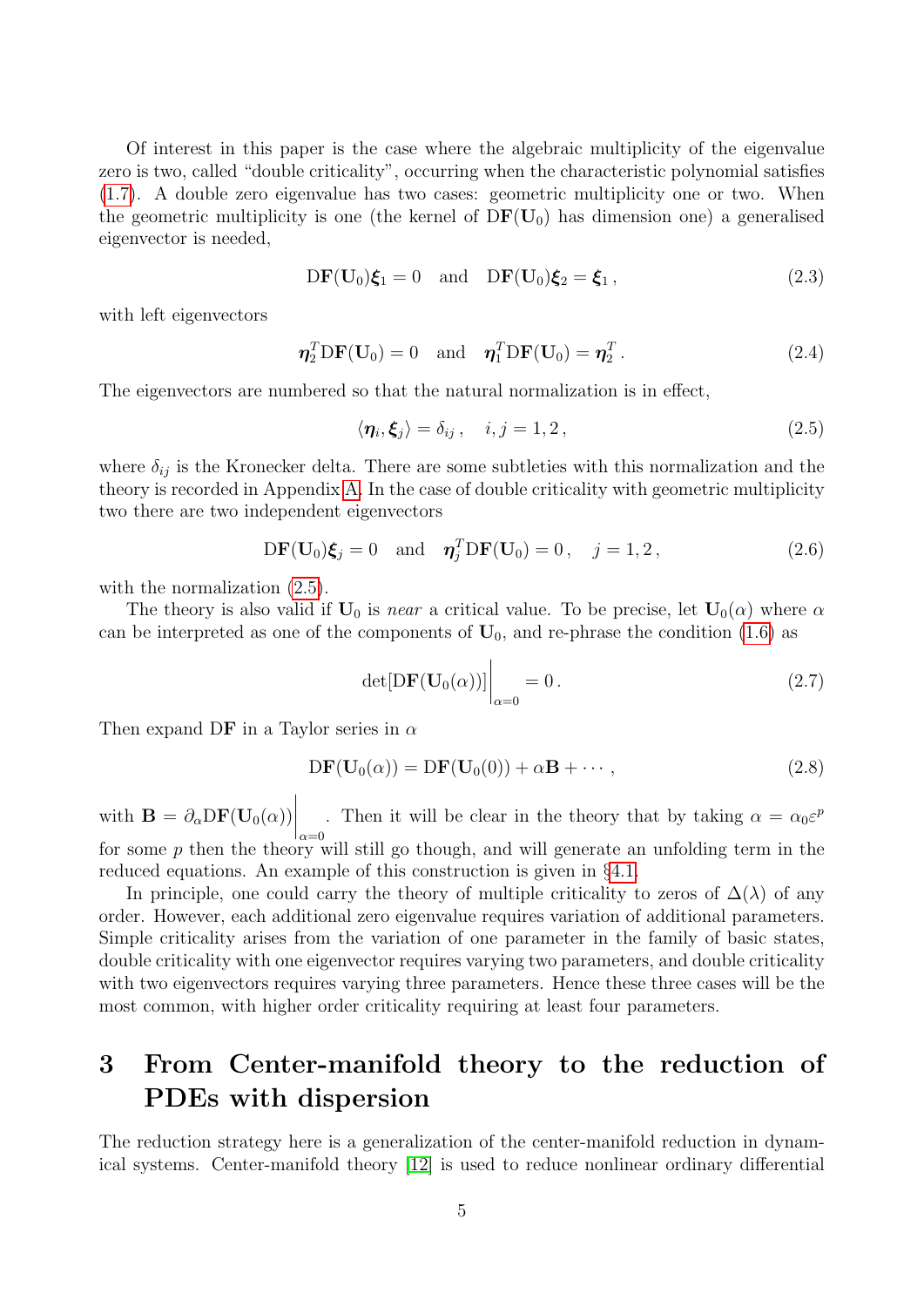Of interest in this paper is the case where the algebraic multiplicity of the eigenvalue zero is two, called "double criticality", occurring when the characteristic polynomial satisfies (1.7). A double zero eigenvalue has two cases: geometric multiplicity one or two. When the geometric multiplicity is one (the kernel of $\mathrm{D}\mathbf{F}(\mathbf{U}_0)$ has dimension one) a generalised eigenvector is needed,

$$\mathrm{D}\mathbf{F}(\mathbf{U}_0)\boldsymbol{\xi}_1 = 0 \quad \text{and} \quad \mathrm{D}\mathbf{F}(\mathbf{U}_0)\boldsymbol{\xi}_2 = \boldsymbol{\xi}_1 \,, \tag{2.3}$$

with left eigenvectors

$$\boldsymbol{\eta}_2^T \mathrm{D}\mathbf{F}(\mathbf{U}_0) = 0 \quad \text{and} \quad \boldsymbol{\eta}_1^T \mathrm{D}\mathbf{F}(\mathbf{U}_0) = \boldsymbol{\eta}_2^T \,. \tag{2.4}$$

The eigenvectors are numbered so that the natural normalization is in effect,

$$\langle \boldsymbol{\eta}_i, \boldsymbol{\xi}_j \rangle = \delta_{ij} \,, \quad i,j = 1,2 \,, \tag{2.5}$$

where $\delta_{ij}$ is the Kronecker delta. There are some subtleties with this normalization and the theory is recorded in Appendix A. In the case of double criticality with geometric multiplicity two there are two independent eigenvectors

$$\mathrm{D}\mathbf{F}(\mathbf{U}_0)\boldsymbol{\xi}_j = 0 \quad \text{and} \quad \boldsymbol{\eta}_j^T \mathrm{D}\mathbf{F}(\mathbf{U}_0) = 0 \,, \quad j = 1,2 \,, \tag{2.6}$$

with the normalization (2.5).

The theory is also valid if $\mathbf{U}_0$ is *near* a critical value. To be precise, let $\mathbf{U}_0(\alpha)$ where $\alpha$ can be interpreted as one of the components of $\mathbf{U}_0$, and re-phrase the condition (1.6) as

$$\det[\mathrm{D}\mathbf{F}(\mathbf{U}_0(\alpha))]\bigg|_{\alpha=0} = 0 \,. \tag{2.7}$$

Then expand $\mathrm{D}\mathbf{F}$ in a Taylor series in $\alpha$

$$\mathrm{D}\mathbf{F}(\mathbf{U}_0(\alpha)) = \mathrm{D}\mathbf{F}(\mathbf{U}_0(0)) + \alpha \mathbf{B} + \cdots \,, \tag{2.8}$$

with $\mathbf{B} = \partial_\alpha \mathrm{D}\mathbf{F}(\mathbf{U}_0(\alpha))\bigg|_{\alpha=0}$. Then it will be clear in the theory that by taking $\alpha = \alpha_0 \varepsilon^p$ for some $p$ then the theory will still go though, and will generate an unfolding term in the reduced equations. An example of this construction is given in §4.1.

In principle, one could carry the theory of multiple criticality to zeros of $\Delta(\lambda)$ of any order. However, each additional zero eigenvalue requires variation of additional parameters. Simple criticality arises from the variation of one parameter in the family of basic states, double criticality with one eigenvector requires varying two parameters, and double criticality with two eigenvectors requires varying three parameters. Hence these three cases will be the most common, with higher order criticality requiring at least four parameters.

# 3 From Center-manifold theory to the reduction of PDEs with dispersion

The reduction strategy here is a generalization of the center-manifold reduction in dynamical systems. Center-manifold theory [12] is used to reduce nonlinear ordinary differential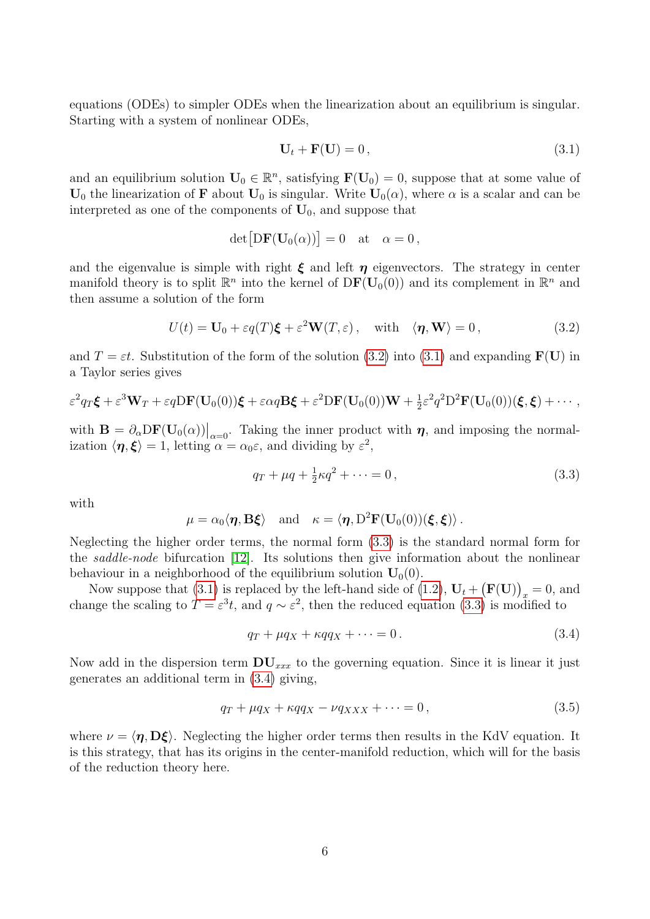equations (ODEs) to simpler ODEs when the linearization about an equilibrium is singular. Starting with a system of nonlinear ODEs,

$$\mathbf{U}_t + \mathbf{F}(\mathbf{U}) = 0\,, \tag{3.1}$$

and an equilibrium solution $\mathbf{U}_0 \in \mathbb{R}^n$, satisfying $\mathbf{F}(\mathbf{U}_0) = 0$, suppose that at some value of $\mathbf{U}_0$ the linearization of $\mathbf{F}$ about $\mathbf{U}_0$ is singular. Write $\mathbf{U}_0(\alpha)$, where $\alpha$ is a scalar and can be interpreted as one of the components of $\mathbf{U}_0$, and suppose that

$$\det\big[\mathrm{D}\mathbf{F}(\mathbf{U}_0(\alpha))\big] = 0 \quad \text{at} \quad \alpha = 0\,,$$

and the eigenvalue is simple with right $\boldsymbol{\xi}$ and left $\boldsymbol{\eta}$ eigenvectors. The strategy in center manifold theory is to split $\mathbb{R}^n$ into the kernel of $\mathrm{D}\mathbf{F}(\mathbf{U}_0(0))$ and its complement in $\mathbb{R}^n$ and then assume a solution of the form

$$U(t) = \mathbf{U}_0 + \varepsilon q(T)\boldsymbol{\xi} + \varepsilon^2 \mathbf{W}(T,\varepsilon)\,, \quad \text{with} \quad \langle \boldsymbol{\eta}, \mathbf{W}\rangle = 0\,, \tag{3.2}$$

and $T = \varepsilon t$. Substitution of the form of the solution (3.2) into (3.1) and expanding $\mathbf{F}(\mathbf{U})$ in a Taylor series gives

$$\varepsilon^2 q_T \boldsymbol{\xi} + \varepsilon^3 \mathbf{W}_T + \varepsilon q \mathrm{D}\mathbf{F}(\mathbf{U}_0(0))\boldsymbol{\xi} + \varepsilon\alpha q \mathbf{B}\boldsymbol{\xi} + \varepsilon^2 \mathrm{D}\mathbf{F}(\mathbf{U}_0(0))\mathbf{W} + \tfrac{1}{2}\varepsilon^2 q^2 \mathrm{D}^2\mathbf{F}(\mathbf{U}_0(0))(\boldsymbol{\xi},\boldsymbol{\xi}) + \cdots\,,$$

with $\mathbf{B} = \partial_\alpha \mathrm{D}\mathbf{F}(\mathbf{U}_0(\alpha))\big|_{\alpha=0}$. Taking the inner product with $\boldsymbol{\eta}$, and imposing the normalization $\langle \boldsymbol{\eta}, \boldsymbol{\xi}\rangle = 1$, letting $\alpha = \alpha_0\varepsilon$, and dividing by $\varepsilon^2$,

$$q_T + \mu q + \tfrac{1}{2}\kappa q^2 + \cdots = 0\,, \tag{3.3}$$

with

$$\mu = \alpha_0 \langle \boldsymbol{\eta}, \mathbf{B}\boldsymbol{\xi}\rangle \quad \text{and} \quad \kappa = \langle \boldsymbol{\eta}, \mathrm{D}^2\mathbf{F}(\mathbf{U}_0(0))(\boldsymbol{\xi},\boldsymbol{\xi})\rangle\,.$$

Neglecting the higher order terms, the normal form (3.3) is the standard normal form for the *saddle-node* bifurcation [12]. Its solutions then give information about the nonlinear behaviour in a neighborhood of the equilibrium solution $\mathbf{U}_0(0)$.

Now suppose that (3.1) is replaced by the left-hand side of (1.2), $\mathbf{U}_t + \big(\mathbf{F}(\mathbf{U})\big)_x = 0$, and change the scaling to $T = \varepsilon^3 t$, and $q \sim \varepsilon^2$, then the reduced equation (3.3) is modified to

$$q_T + \mu q_X + \kappa q q_X + \cdots = 0\,. \tag{3.4}$$

Now add in the dispersion term $\mathbf{D}\mathbf{U}_{xxx}$ to the governing equation. Since it is linear it just generates an additional term in (3.4) giving,

$$q_T + \mu q_X + \kappa q q_X - \nu q_{XXX} + \cdots = 0\,, \tag{3.5}$$

where $\nu = \langle \boldsymbol{\eta}, \mathbf{D}\boldsymbol{\xi}\rangle$. Neglecting the higher order terms then results in the KdV equation. It is this strategy, that has its origins in the center-manifold reduction, which will for the basis of the reduction theory here.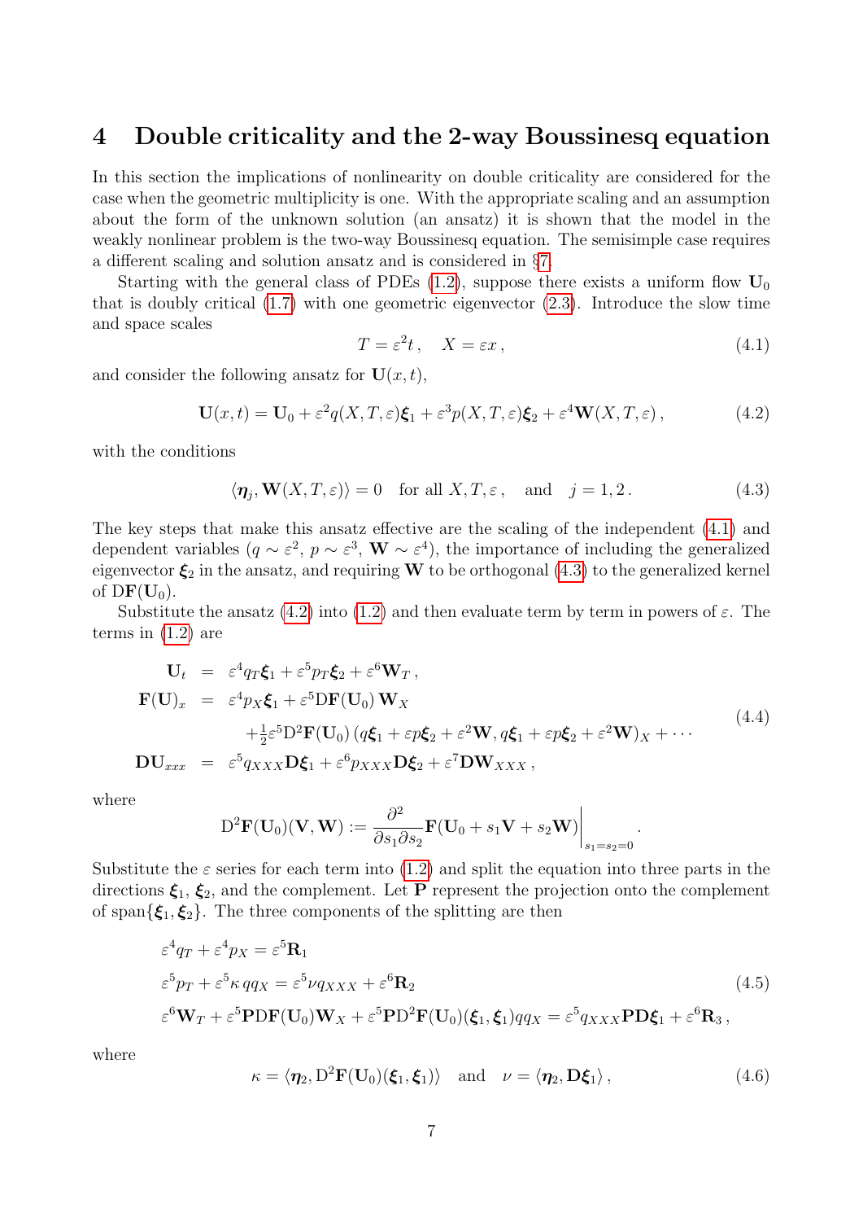## 4 Double criticality and the 2-way Boussinesq equation

In this section the implications of nonlinearity on double criticality are considered for the case when the geometric multiplicity is one. With the appropriate scaling and an assumption about the form of the unknown solution (an ansatz) it is shown that the model in the weakly nonlinear problem is the two-way Boussinesq equation. The semisimple case requires a different scaling and solution ansatz and is considered in §7.

Starting with the general class of PDEs (1.2), suppose there exists a uniform flow $\mathbf{U}_0$ that is doubly critical (1.7) with one geometric eigenvector (2.3). Introduce the slow time and space scales

$$
T = \varepsilon^2 t\,, \quad X = \varepsilon x\,, \tag{4.1}
$$

and consider the following ansatz for $\mathbf{U}(x,t)$,

$$
\mathbf{U}(x,t) = \mathbf{U}_0 + \varepsilon^2 q(X,T,\varepsilon)\boldsymbol{\xi}_1 + \varepsilon^3 p(X,T,\varepsilon)\boldsymbol{\xi}_2 + \varepsilon^4 \mathbf{W}(X,T,\varepsilon)\,, \tag{4.2}
$$

with the conditions

$$
\langle \boldsymbol{\eta}_j, \mathbf{W}(X,T,\varepsilon)\rangle = 0 \quad \text{for all } X,T,\varepsilon\,, \quad \text{and} \quad j=1,2\,. \tag{4.3}
$$

The key steps that make this ansatz effective are the scaling of the independent (4.1) and dependent variables ($q \sim \varepsilon^2$, $p \sim \varepsilon^3$, $\mathbf{W} \sim \varepsilon^4$), the importance of including the generalized eigenvector $\boldsymbol{\xi}_2$ in the ansatz, and requiring $\mathbf{W}$ to be orthogonal (4.3) to the generalized kernel of $\mathrm{D}\mathbf{F}(\mathbf{U}_0)$.

Substitute the ansatz (4.2) into (1.2) and then evaluate term by term in powers of $\varepsilon$. The terms in (1.2) are

$$
\begin{aligned}
\mathbf{U}_t &= \varepsilon^4 q_T \boldsymbol{\xi}_1 + \varepsilon^5 p_T \boldsymbol{\xi}_2 + \varepsilon^6 \mathbf{W}_T\,,\\
\mathbf{F}(\mathbf{U})_x &= \varepsilon^4 p_X \boldsymbol{\xi}_1 + \varepsilon^5 \mathrm{D}\mathbf{F}(\mathbf{U}_0)\,\mathbf{W}_X\\
&\quad + \tfrac{1}{2}\varepsilon^5 \mathrm{D}^2\mathbf{F}(\mathbf{U}_0)\,(q\boldsymbol{\xi}_1 + \varepsilon p \boldsymbol{\xi}_2 + \varepsilon^2 \mathbf{W}, q\boldsymbol{\xi}_1 + \varepsilon p\boldsymbol{\xi}_2 + \varepsilon^2\mathbf{W})_X + \cdots\\
\mathbf{D}\mathbf{U}_{xxx} &= \varepsilon^5 q_{XXX}\mathbf{D}\boldsymbol{\xi}_1 + \varepsilon^6 p_{XXX}\mathbf{D}\boldsymbol{\xi}_2 + \varepsilon^7 \mathbf{D}\mathbf{W}_{XXX}\,,
\end{aligned} \tag{4.4}
$$

where

$$
\mathrm{D}^2\mathbf{F}(\mathbf{U}_0)(\mathbf{V},\mathbf{W}) := \frac{\partial^2}{\partial s_1 \partial s_2}\mathbf{F}(\mathbf{U}_0 + s_1\mathbf{V} + s_2\mathbf{W})\bigg|_{s_1=s_2=0}\,.
$$

Substitute the $\varepsilon$ series for each term into (1.2) and split the equation into three parts in the directions $\boldsymbol{\xi}_1$, $\boldsymbol{\xi}_2$, and the complement. Let $\mathbf{P}$ represent the projection onto the complement of $\mathrm{span}\{\boldsymbol{\xi}_1, \boldsymbol{\xi}_2\}$. The three components of the splitting are then

$$
\begin{aligned}
&\varepsilon^4 q_T + \varepsilon^4 p_X = \varepsilon^5 \mathbf{R}_1\\
&\varepsilon^5 p_T + \varepsilon^5 \kappa\, q q_X = \varepsilon^5 \nu q_{XXX} + \varepsilon^6 \mathbf{R}_2\\
&\varepsilon^6 \mathbf{W}_T + \varepsilon^5 \mathbf{P}\mathrm{D}\mathbf{F}(\mathbf{U}_0)\mathbf{W}_X + \varepsilon^5 \mathbf{P}\mathrm{D}^2\mathbf{F}(\mathbf{U}_0)(\boldsymbol{\xi}_1,\boldsymbol{\xi}_1) q q_X = \varepsilon^5 q_{XXX}\mathbf{P}\mathbf{D}\boldsymbol{\xi}_1 + \varepsilon^6 \mathbf{R}_3\,,
\end{aligned} \tag{4.5}
$$

where

$$
\kappa = \langle \boldsymbol{\eta}_2, \mathrm{D}^2\mathbf{F}(\mathbf{U}_0)(\boldsymbol{\xi}_1,\boldsymbol{\xi}_1)\rangle \quad \text{and} \quad \nu = \langle \boldsymbol{\eta}_2, \mathbf{D}\boldsymbol{\xi}_1\rangle\,, \tag{4.6}
$$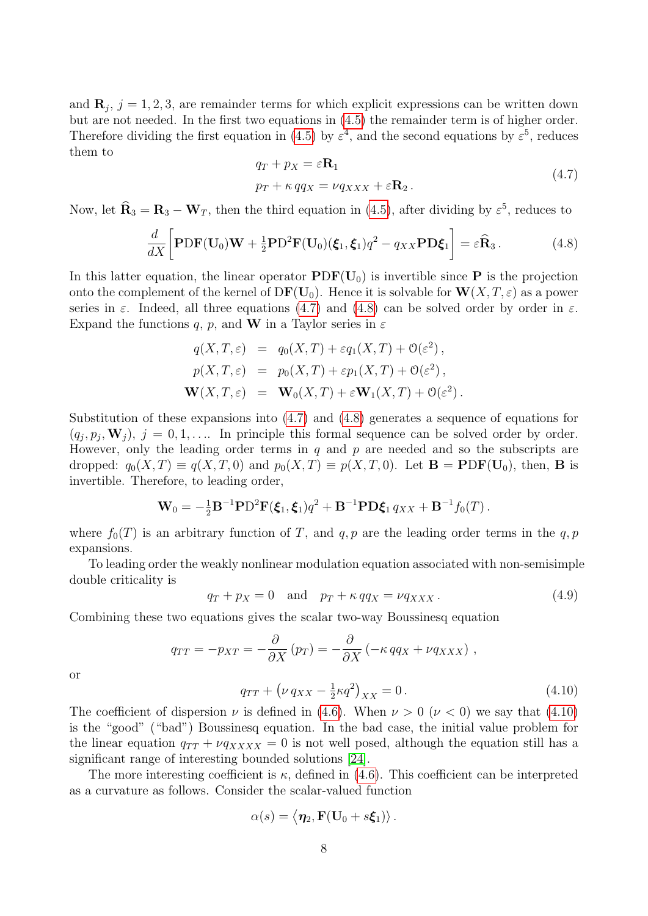and $\mathbf{R}_j$, $j = 1, 2, 3$, are remainder terms for which explicit expressions can be written down but are not needed. In the first two equations in (4.5) the remainder term is of higher order. Therefore dividing the first equation in (4.5) by $\varepsilon^4$, and the second equations by $\varepsilon^5$, reduces them to

$$
\begin{aligned}
q_T + p_X &= \varepsilon \mathbf{R}_1 \\
p_T + \kappa\, q q_X &= \nu q_{XXX} + \varepsilon \mathbf{R}_2 \,.
\end{aligned}
\tag{4.7}
$$

Now, let $\widehat{\mathbf{R}}_3 = \mathbf{R}_3 - \mathbf{W}_T$, then the third equation in (4.5), after dividing by $\varepsilon^5$, reduces to

$$
\frac{d}{dX}\left[ \mathbf{P}\mathrm{D}\mathbf{F}(\mathbf{U}_0)\mathbf{W} + \tfrac{1}{2}\mathbf{P}\mathrm{D}^2\mathbf{F}(\mathbf{U}_0)(\boldsymbol{\xi}_1, \boldsymbol{\xi}_1) q^2 - q_{XX}\mathbf{P}\mathrm{D}\boldsymbol{\xi}_1 \right] = \varepsilon \widehat{\mathbf{R}}_3 \,. \tag{4.8}
$$

In this latter equation, the linear operator $\mathbf{P}\mathrm{D}\mathbf{F}(\mathbf{U}_0)$ is invertible since $\mathbf{P}$ is the projection onto the complement of the kernel of $\mathrm{D}\mathbf{F}(\mathbf{U}_0)$. Hence it is solvable for $\mathbf{W}(X, T, \varepsilon)$ as a power series in $\varepsilon$. Indeed, all three equations (4.7) and (4.8) can be solved order by order in $\varepsilon$. Expand the functions $q$, $p$, and $\mathbf{W}$ in a Taylor series in $\varepsilon$

$$
\begin{aligned}
q(X, T, \varepsilon) &= q_0(X, T) + \varepsilon q_1(X, T) + \mathcal{O}(\varepsilon^2) \,, \\
p(X, T, \varepsilon) &= p_0(X, T) + \varepsilon p_1(X, T) + \mathcal{O}(\varepsilon^2) \,, \\
\mathbf{W}(X, T, \varepsilon) &= \mathbf{W}_0(X, T) + \varepsilon \mathbf{W}_1(X, T) + \mathcal{O}(\varepsilon^2) \,.
\end{aligned}
$$

Substitution of these expansions into (4.7) and (4.8) generates a sequence of equations for $(q_j, p_j, \mathbf{W}_j)$, $j = 0, 1, \ldots$. In principle this formal sequence can be solved order by order. However, only the leading order terms in $q$ and $p$ are needed and so the subscripts are dropped: $q_0(X, T) \equiv q(X, T, 0)$ and $p_0(X, T) \equiv p(X, T, 0)$. Let $\mathbf{B} = \mathbf{P}\mathrm{D}\mathbf{F}(\mathbf{U}_0)$, then, $\mathbf{B}$ is invertible. Therefore, to leading order,

$$
\mathbf{W}_0 = -\tfrac{1}{2}\mathbf{B}^{-1}\mathbf{P}\mathrm{D}^2\mathbf{F}(\boldsymbol{\xi}_1, \boldsymbol{\xi}_1) q^2 + \mathbf{B}^{-1}\mathbf{P}\mathrm{D}\boldsymbol{\xi}_1\, q_{XX} + \mathbf{B}^{-1} f_0(T) \,.
$$

where $f_0(T)$ is an arbitrary function of $T$, and $q, p$ are the leading order terms in the $q, p$ expansions.

To leading order the weakly nonlinear modulation equation associated with non-semisimple double criticality is

$$
q_T + p_X = 0 \quad \text{and} \quad p_T + \kappa\, q q_X = \nu q_{XXX} \,. \tag{4.9}
$$

Combining these two equations gives the scalar two-way Boussinesq equation

$$
q_{TT} = -p_{XT} = -\frac{\partial}{\partial X}(p_T) = -\frac{\partial}{\partial X}\left(-\kappa\, q q_X + \nu q_{XXX}\right) \,,
$$

or

$$
q_{TT} + \left(\nu\, q_{XX} - \tfrac{1}{2}\kappa q^2\right)_{XX} = 0 \,. \tag{4.10}
$$

The coefficient of dispersion $\nu$ is defined in (4.6). When $\nu > 0$ ($\nu < 0$) we say that (4.10) is the "good" ("bad") Boussinesq equation. In the bad case, the initial value problem for the linear equation $q_{TT} + \nu q_{XXXX} = 0$ is not well posed, although the equation still has a significant range of interesting bounded solutions [24].

The more interesting coefficient is $\kappa$, defined in (4.6). This coefficient can be interpreted as a curvature as follows. Consider the scalar-valued function

$$
\alpha(s) = \left\langle \boldsymbol{\eta}_2, \mathbf{F}(\mathbf{U}_0 + s\boldsymbol{\xi}_1) \right\rangle .
$$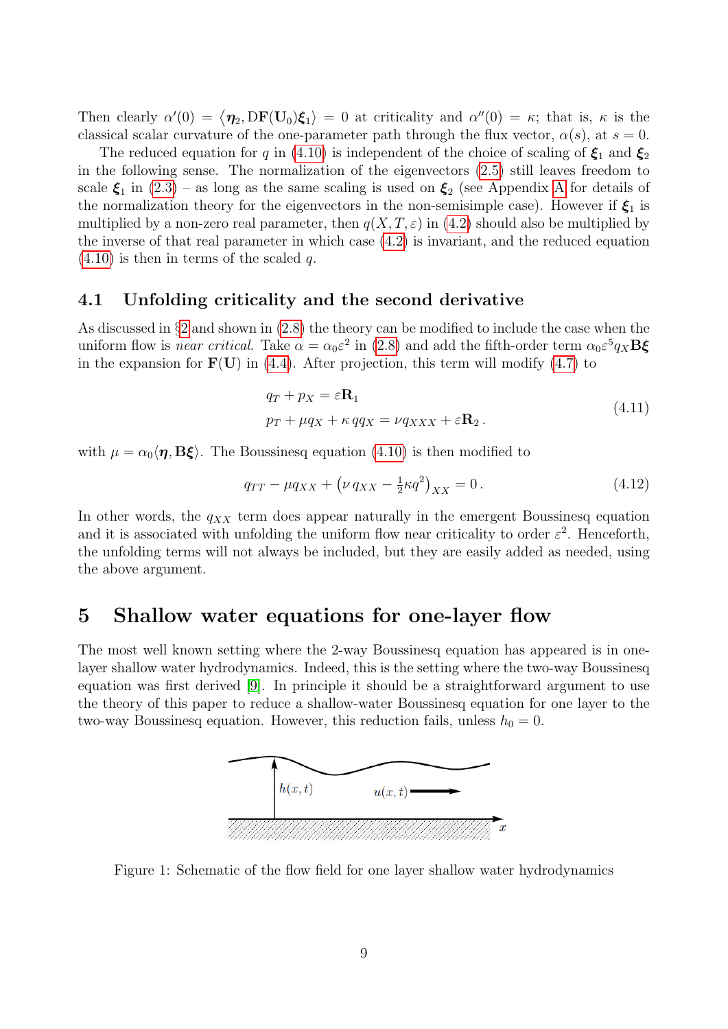Then clearly $\alpha'(0) = \langle \boldsymbol{\eta}_2, \mathrm{D}\mathbf{F}(\mathbf{U}_0)\boldsymbol{\xi}_1\rangle = 0$ at criticality and $\alpha''(0) = \kappa$; that is, $\kappa$ is the classical scalar curvature of the one-parameter path through the flux vector, $\alpha(s)$, at $s = 0$.

The reduced equation for $q$ in (4.10) is independent of the choice of scaling of $\boldsymbol{\xi}_1$ and $\boldsymbol{\xi}_2$ in the following sense. The normalization of the eigenvectors (2.5) still leaves freedom to scale $\boldsymbol{\xi}_1$ in (2.3) – as long as the same scaling is used on $\boldsymbol{\xi}_2$ (see Appendix A for details of the normalization theory for the eigenvectors in the non-semisimple case). However if $\boldsymbol{\xi}_1$ is multiplied by a non-zero real parameter, then $q(X,T,\varepsilon)$ in (4.2) should also be multiplied by the inverse of that real parameter in which case (4.2) is invariant, and the reduced equation (4.10) is then in terms of the scaled $q$.

### 4.1 Unfolding criticality and the second derivative

As discussed in §2 and shown in (2.8) the theory can be modified to include the case when the uniform flow is *near critical*. Take $\alpha = \alpha_0\varepsilon^2$ in (2.8) and add the fifth-order term $\alpha_0\varepsilon^5 q_X \mathbf{B}\boldsymbol{\xi}$ in the expansion for $\mathbf{F}(\mathbf{U})$ in (4.4). After projection, this term will modify (4.7) to

$$
\begin{aligned}
q_T + p_X &= \varepsilon \mathbf{R}_1 \\
p_T + \mu q_X + \kappa\, q q_X &= \nu q_{XXX} + \varepsilon \mathbf{R}_2\,.
\end{aligned}
\tag{4.11}
$$

with $\mu = \alpha_0\langle \boldsymbol{\eta}, \mathbf{B}\boldsymbol{\xi}\rangle$. The Boussinesq equation (4.10) is then modified to

$$
q_{TT} - \mu q_{XX} + \left(\nu\, q_{XX} - \tfrac{1}{2}\kappa q^2\right)_{XX} = 0\,. \tag{4.12}
$$

In other words, the $q_{XX}$ term does appear naturally in the emergent Boussinesq equation and it is associated with unfolding the uniform flow near criticality to order $\varepsilon^2$. Henceforth, the unfolding terms will not always be included, but they are easily added as needed, using the above argument.

## 5 Shallow water equations for one-layer flow

The most well known setting where the 2-way Boussinesq equation has appeared is in one-layer shallow water hydrodynamics. Indeed, this is the setting where the two-way Boussinesq equation was first derived [9]. In principle it should be a straightforward argument to use the theory of this paper to reduce a shallow-water Boussinesq equation for one layer to the two-way Boussinesq equation. However, this reduction fails, unless $h_0 = 0$.

Figure 1: Schematic of the flow field for one layer shallow water hydrodynamics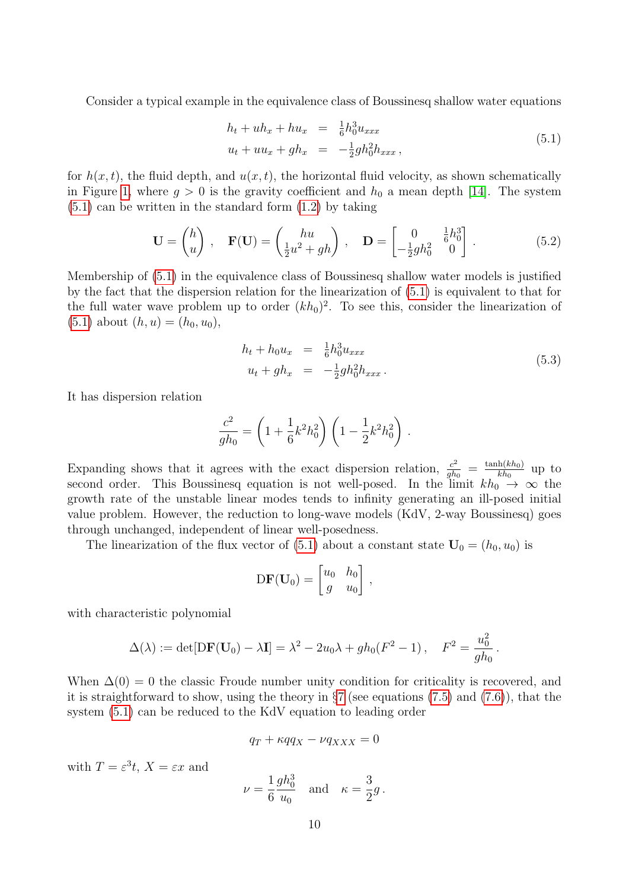Consider a typical example in the equivalence class of Boussinesq shallow water equations

$$
\begin{aligned}
h_t + uh_x + hu_x &= \tfrac{1}{6}h_0^3 u_{xxx} \\
u_t + uu_x + gh_x &= -\tfrac{1}{2}gh_0^2 h_{xxx} \,,
\end{aligned}
\tag{5.1}
$$

for $h(x,t)$, the fluid depth, and $u(x,t)$, the horizontal fluid velocity, as shown schematically in Figure 1, where $g > 0$ is the gravity coefficient and $h_0$ a mean depth [14]. The system (5.1) can be written in the standard form (1.2) by taking

$$
\mathbf{U} = \begin{pmatrix} h \\ u \end{pmatrix} \,, \quad \mathbf{F}(\mathbf{U}) = \begin{pmatrix} hu \\ \frac{1}{2}u^2 + gh \end{pmatrix} \,, \quad \mathbf{D} = \begin{bmatrix} 0 & \frac{1}{6}h_0^3 \\ -\frac{1}{2}gh_0^2 & 0 \end{bmatrix} \,.
\tag{5.2}
$$

Membership of (5.1) in the equivalence class of Boussinesq shallow water models is justified by the fact that the dispersion relation for the linearization of (5.1) is equivalent to that for the full water wave problem up to order $(kh_0)^2$. To see this, consider the linearization of (5.1) about $(h,u) = (h_0, u_0)$,

$$
\begin{aligned}
h_t + h_0 u_x &= \tfrac{1}{6}h_0^3 u_{xxx} \\
u_t + gh_x &= -\tfrac{1}{2}gh_0^2 h_{xxx} \,.
\end{aligned}
\tag{5.3}
$$

It has dispersion relation

$$
\frac{c^2}{gh_0} = \left(1 + \frac{1}{6}k^2 h_0^2\right)\left(1 - \frac{1}{2}k^2 h_0^2\right) \,.
$$

Expanding shows that it agrees with the exact dispersion relation, $\frac{c^2}{gh_0} = \frac{\tanh(kh_0)}{kh_0}$ up to second order. This Boussinesq equation is not well-posed. In the limit $kh_0 \to \infty$ the growth rate of the unstable linear modes tends to infinity generating an ill-posed initial value problem. However, the reduction to long-wave models (KdV, 2-way Boussinesq) goes through unchanged, independent of linear well-posedness.

The linearization of the flux vector of (5.1) about a constant state $\mathbf{U}_0 = (h_0, u_0)$ is

$$
\mathrm{D}\mathbf{F}(\mathbf{U}_0) = \begin{bmatrix} u_0 & h_0 \\ g & u_0 \end{bmatrix} \,,
$$

with characteristic polynomial

$$
\Delta(\lambda) := \det[\mathrm{D}\mathbf{F}(\mathbf{U}_0) - \lambda \mathbf{I}] = \lambda^2 - 2u_0\lambda + gh_0(F^2 - 1) \,, \quad F^2 = \frac{u_0^2}{gh_0} \,.
$$

When $\Delta(0) = 0$ the classic Froude number unity condition for criticality is recovered, and it is straightforward to show, using the theory in §7 (see equations (7.5) and (7.6)), that the system (5.1) can be reduced to the KdV equation to leading order

$$
q_T + \kappa q q_X - \nu q_{XXX} = 0
$$

with $T = \varepsilon^3 t$, $X = \varepsilon x$ and

$$
\nu = \frac{1}{6}\frac{gh_0^3}{u_0} \quad \text{and} \quad \kappa = \frac{3}{2}g \,.
$$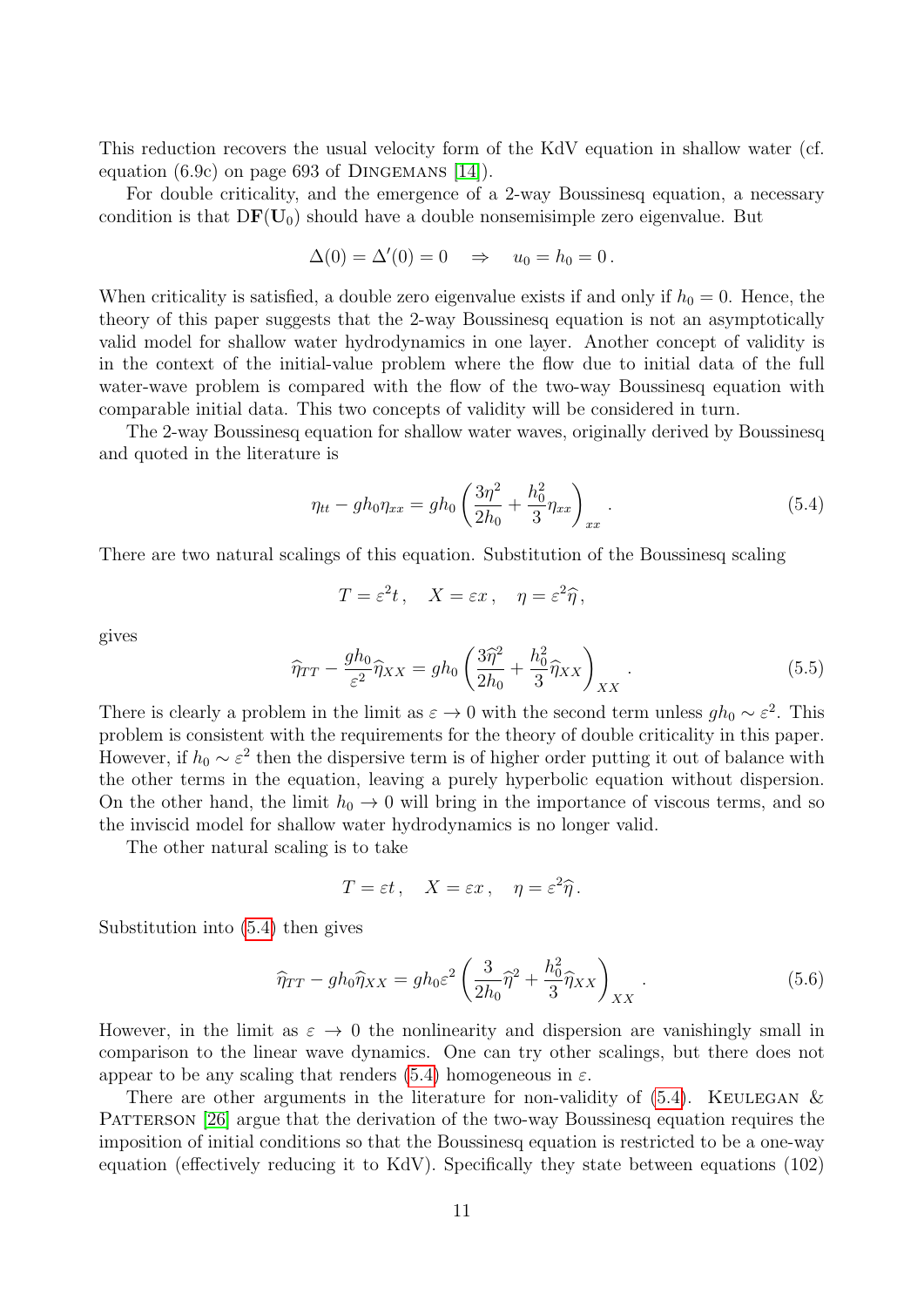This reduction recovers the usual velocity form of the KdV equation in shallow water (cf. equation (6.9c) on page 693 of Dingemans [14]).

For double criticality, and the emergence of a 2-way Boussinesq equation, a necessary condition is that $\mathrm{D}\mathbf{F}(\mathbf{U}_0)$ should have a double nonsemisimple zero eigenvalue. But

$$\Delta(0) = \Delta'(0) = 0 \quad \Rightarrow \quad u_0 = h_0 = 0\,.$$

When criticality is satisfied, a double zero eigenvalue exists if and only if $h_0 = 0$. Hence, the theory of this paper suggests that the 2-way Boussinesq equation is not an asymptotically valid model for shallow water hydrodynamics in one layer. Another concept of validity is in the context of the initial-value problem where the flow due to initial data of the full water-wave problem is compared with the flow of the two-way Boussinesq equation with comparable initial data. This two concepts of validity will be considered in turn.

The 2-way Boussinesq equation for shallow water waves, originally derived by Boussinesq and quoted in the literature is

$$\eta_{tt} - gh_0\eta_{xx} = gh_0\left(\frac{3\eta^2}{2h_0} + \frac{h_0^2}{3}\eta_{xx}\right)_{xx}\,. \tag{5.4}$$

There are two natural scalings of this equation. Substitution of the Boussinesq scaling

$$T = \varepsilon^2 t\,, \quad X = \varepsilon x\,, \quad \eta = \varepsilon^2\widehat{\eta}\,,$$

gives

$$\widehat{\eta}_{TT} - \frac{gh_0}{\varepsilon^2}\widehat{\eta}_{XX} = gh_0\left(\frac{3\widehat{\eta}^2}{2h_0} + \frac{h_0^2}{3}\widehat{\eta}_{XX}\right)_{XX}\,. \tag{5.5}$$

There is clearly a problem in the limit as $\varepsilon \to 0$ with the second term unless $gh_0 \sim \varepsilon^2$. This problem is consistent with the requirements for the theory of double criticality in this paper. However, if $h_0 \sim \varepsilon^2$ then the dispersive term is of higher order putting it out of balance with the other terms in the equation, leaving a purely hyperbolic equation without dispersion. On the other hand, the limit $h_0 \to 0$ will bring in the importance of viscous terms, and so the inviscid model for shallow water hydrodynamics is no longer valid.

The other natural scaling is to take

$$T = \varepsilon t\,, \quad X = \varepsilon x\,, \quad \eta = \varepsilon^2\widehat{\eta}\,.$$

Substitution into (5.4) then gives

$$\widehat{\eta}_{TT} - gh_0\widehat{\eta}_{XX} = gh_0\varepsilon^2\left(\frac{3}{2h_0}\widehat{\eta}^2 + \frac{h_0^2}{3}\widehat{\eta}_{XX}\right)_{XX}\,. \tag{5.6}$$

However, in the limit as $\varepsilon \to 0$ the nonlinearity and dispersion are vanishingly small in comparison to the linear wave dynamics. One can try other scalings, but there does not appear to be any scaling that renders (5.4) homogeneous in $\varepsilon$.

There are other arguments in the literature for non-validity of (5.4). Keulegan & Patterson [26] argue that the derivation of the two-way Boussinesq equation requires the imposition of initial conditions so that the Boussinesq equation is restricted to be a one-way equation (effectively reducing it to KdV). Specifically they state between equations (102)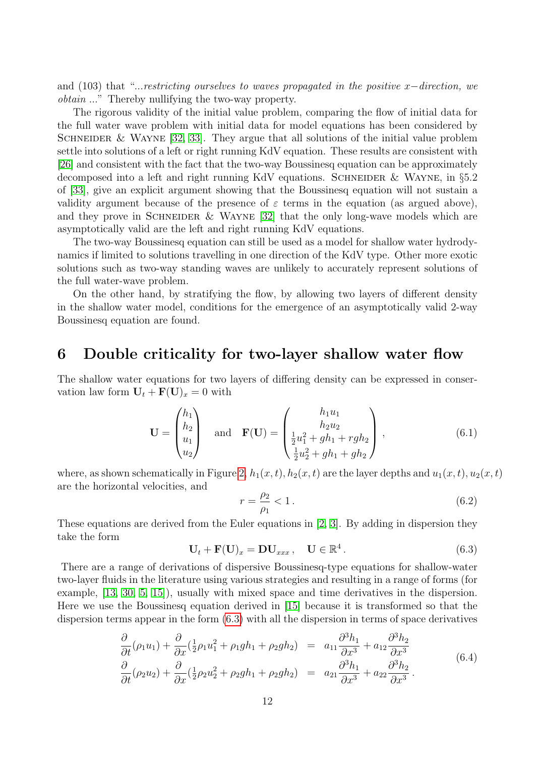and (103) that "*...restricting ourselves to waves propagated in the positive x−direction, we obtain ...*" Thereby nullifying the two-way property.

The rigorous validity of the initial value problem, comparing the flow of initial data for the full water wave problem with initial data for model equations has been considered by Schneider & Wayne [32, 33]. They argue that all solutions of the initial value problem settle into solutions of a left or right running KdV equation. These results are consistent with [26] and consistent with the fact that the two-way Boussinesq equation can be approximately decomposed into a left and right running KdV equations. Schneider & Wayne, in §5.2 of [33], give an explicit argument showing that the Boussinesq equation will not sustain a validity argument because of the presence of $\varepsilon$ terms in the equation (as argued above), and they prove in Schneider & Wayne [32] that the only long-wave models which are asymptotically valid are the left and right running KdV equations.

The two-way Boussinesq equation can still be used as a model for shallow water hydrodynamics if limited to solutions travelling in one direction of the KdV type. Other more exotic solutions such as two-way standing waves are unlikely to accurately represent solutions of the full water-wave problem.

On the other hand, by stratifying the flow, by allowing two layers of different density in the shallow water model, conditions for the emergence of an asymptotically valid 2-way Boussinesq equation are found.

# 6 Double criticality for two-layer shallow water flow

The shallow water equations for two layers of differing density can be expressed in conservation law form $\mathbf{U}_t + \mathbf{F}(\mathbf{U})_x = 0$ with

$$
\mathbf{U} = \begin{pmatrix} h_1 \\ h_2 \\ u_1 \\ u_2 \end{pmatrix} \quad \text{and} \quad \mathbf{F}(\mathbf{U}) = \begin{pmatrix} h_1 u_1 \\ h_2 u_2 \\ \frac{1}{2}u_1^2 + gh_1 + rgh_2 \\ \frac{1}{2}u_2^2 + gh_1 + gh_2 \end{pmatrix}, \tag{6.1}
$$

where, as shown schematically in Figure 2, $h_1(x,t), h_2(x,t)$ are the layer depths and $u_1(x,t), u_2(x,t)$ are the horizontal velocities, and

$$
r = \frac{\rho_2}{\rho_1} < 1 \,. \tag{6.2}
$$

These equations are derived from the Euler equations in [2, 3]. By adding in dispersion they take the form

$$
\mathbf{U}_t + \mathbf{F}(\mathbf{U})_x = \mathbf{D}\mathbf{U}_{xxx} \,, \quad \mathbf{U} \in \mathbb{R}^4 \,. \tag{6.3}
$$

There are a range of derivations of dispersive Boussinesq-type equations for shallow-water two-layer fluids in the literature using various strategies and resulting in a range of forms (for example, [13, 30, 5, 15]), usually with mixed space and time derivatives in the dispersion. Here we use the Boussinesq equation derived in [15] because it is transformed so that the dispersion terms appear in the form (6.3) with all the dispersion in terms of space derivatives

$$
\begin{aligned}
\frac{\partial}{\partial t}(\rho_1 u_1) + \frac{\partial}{\partial x}(\tfrac{1}{2}\rho_1 u_1^2 + \rho_1 g h_1 + \rho_2 g h_2) &= a_{11}\frac{\partial^3 h_1}{\partial x^3} + a_{12}\frac{\partial^3 h_2}{\partial x^3} \\
\frac{\partial}{\partial t}(\rho_2 u_2) + \frac{\partial}{\partial x}(\tfrac{1}{2}\rho_2 u_2^2 + \rho_2 g h_1 + \rho_2 g h_2) &= a_{21}\frac{\partial^3 h_1}{\partial x^3} + a_{22}\frac{\partial^3 h_2}{\partial x^3} \,.
\end{aligned} \tag{6.4}
$$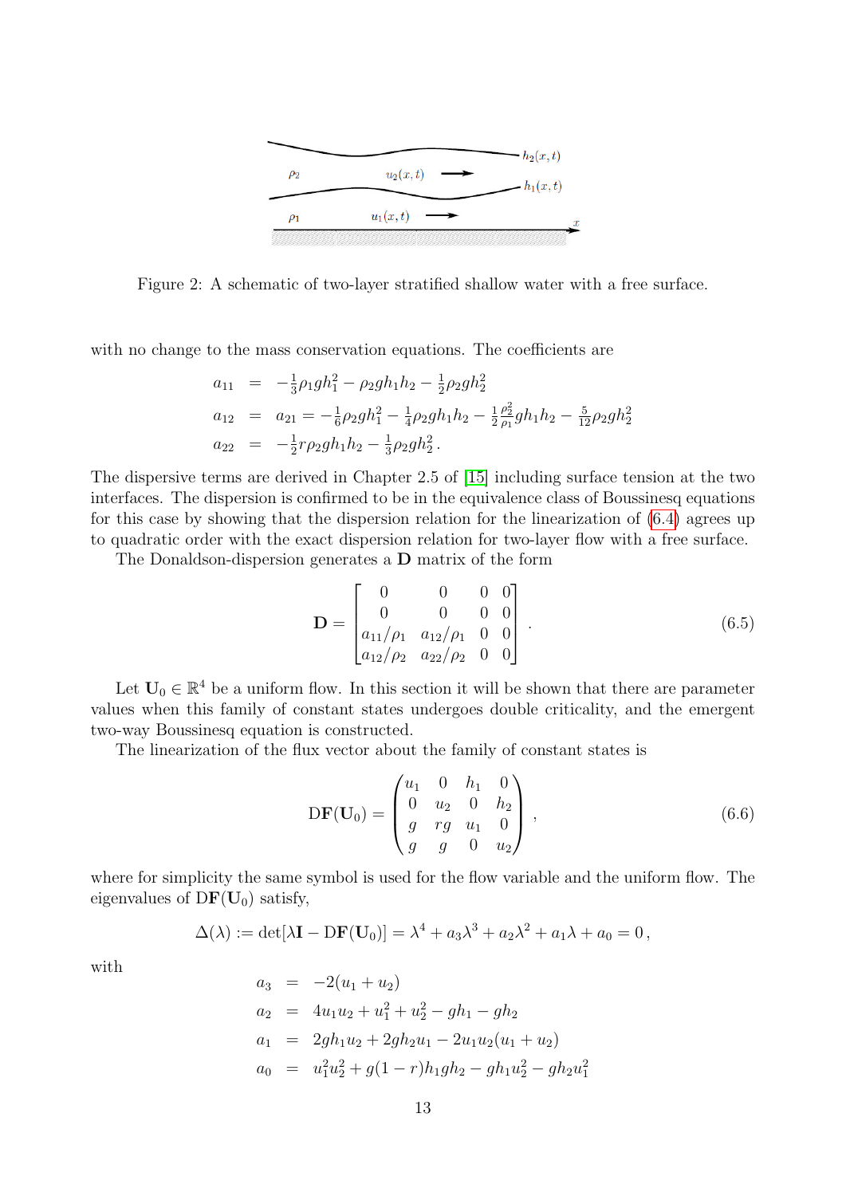Figure 2: A schematic of two-layer stratified shallow water with a free surface.

with no change to the mass conservation equations. The coefficients are

$$
\begin{aligned}
a_{11} &= -\tfrac{1}{3}\rho_1 g h_1^2 - \rho_2 g h_1 h_2 - \tfrac{1}{2}\rho_2 g h_2^2 \\
a_{12} &= a_{21} = -\tfrac{1}{6}\rho_2 g h_1^2 - \tfrac{1}{4}\rho_2 g h_1 h_2 - \tfrac{1}{2}\tfrac{\rho_2^2}{\rho_1} g h_1 h_2 - \tfrac{5}{12}\rho_2 g h_2^2 \\
a_{22} &= -\tfrac{1}{2} r \rho_2 g h_1 h_2 - \tfrac{1}{3}\rho_2 g h_2^2 \,.
\end{aligned}
$$

The dispersive terms are derived in Chapter 2.5 of [15] including surface tension at the two interfaces. The dispersion is confirmed to be in the equivalence class of Boussinesq equations for this case by showing that the dispersion relation for the linearization of (6.4) agrees up to quadratic order with the exact dispersion relation for two-layer flow with a free surface.

The Donaldson-dispersion generates a $\mathbf{D}$ matrix of the form

$$
\mathbf{D} = \begin{bmatrix} 0 & 0 & 0 & 0 \\ 0 & 0 & 0 & 0 \\ a_{11}/\rho_1 & a_{12}/\rho_1 & 0 & 0 \\ a_{12}/\rho_2 & a_{22}/\rho_2 & 0 & 0 \end{bmatrix} . \tag{6.5}
$$

Let $\mathbf{U}_0 \in \mathbb{R}^4$ be a uniform flow. In this section it will be shown that there are parameter values when this family of constant states undergoes double criticality, and the emergent two-way Boussinesq equation is constructed.

The linearization of the flux vector about the family of constant states is

$$
\mathrm{D}\mathbf{F}(\mathbf{U}_0) = \begin{pmatrix} u_1 & 0 & h_1 & 0 \\ 0 & u_2 & 0 & h_2 \\ g & rg & u_1 & 0 \\ g & g & 0 & u_2 \end{pmatrix} , \tag{6.6}
$$

where for simplicity the same symbol is used for the flow variable and the uniform flow. The eigenvalues of $\mathrm{D}\mathbf{F}(\mathbf{U}_0)$ satisfy,

$$
\Delta(\lambda) := \det[\lambda \mathbf{I} - \mathrm{D}\mathbf{F}(\mathbf{U}_0)] = \lambda^4 + a_3\lambda^3 + a_2\lambda^2 + a_1\lambda + a_0 = 0 \,,
$$

with

$$
\begin{aligned}
a_3 &= -2(u_1 + u_2) \\
a_2 &= 4u_1u_2 + u_1^2 + u_2^2 - gh_1 - gh_2 \\
a_1 &= 2gh_1u_2 + 2gh_2u_1 - 2u_1u_2(u_1 + u_2) \\
a_0 &= u_1^2u_2^2 + g(1-r)h_1gh_2 - gh_1u_2^2 - gh_2u_1^2
\end{aligned}
$$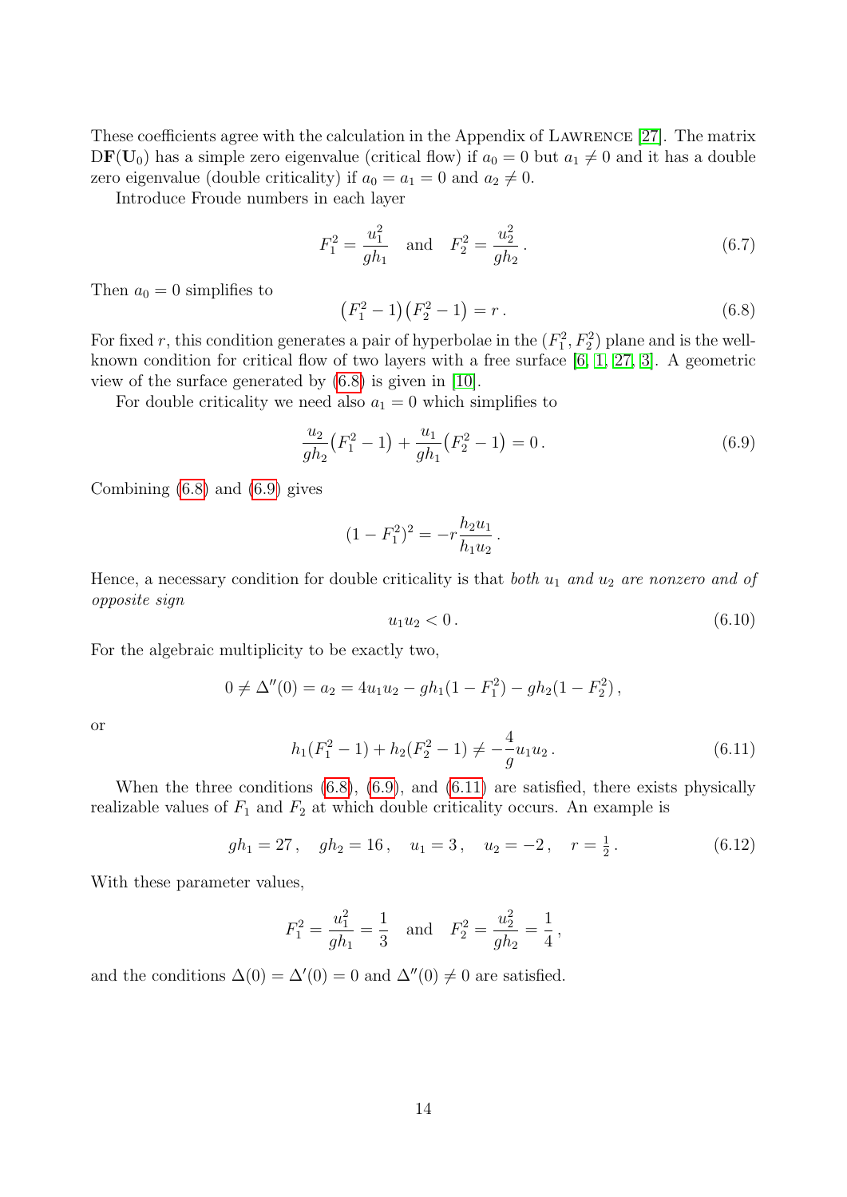These coefficients agree with the calculation in the Appendix of Lawrence [27]. The matrix $\mathrm{D}\mathbf{F}(\mathbf{U}_0)$ has a simple zero eigenvalue (critical flow) if $a_0 = 0$ but $a_1 \neq 0$ and it has a double zero eigenvalue (double criticality) if $a_0 = a_1 = 0$ and $a_2 \neq 0$.

Introduce Froude numbers in each layer

$$F_1^2 = \frac{u_1^2}{gh_1} \quad \text{and} \quad F_2^2 = \frac{u_2^2}{gh_2}\,. \tag{6.7}$$

Then $a_0 = 0$ simplifies to

$$\big(F_1^2 - 1\big)\big(F_2^2 - 1\big) = r\,. \tag{6.8}$$

For fixed $r$, this condition generates a pair of hyperbolae in the $(F_1^2, F_2^2)$ plane and is the well-known condition for critical flow of two layers with a free surface [6, 1, 27, 3]. A geometric view of the surface generated by (6.8) is given in [10].

For double criticality we need also $a_1 = 0$ which simplifies to

$$\frac{u_2}{gh_2}\big(F_1^2 - 1\big) + \frac{u_1}{gh_1}\big(F_2^2 - 1\big) = 0\,. \tag{6.9}$$

Combining (6.8) and (6.9) gives

$$(1 - F_1^2)^2 = -r\frac{h_2 u_1}{h_1 u_2}\,.$$

Hence, a necessary condition for double criticality is that *both $u_1$ and $u_2$ are nonzero and of opposite sign*

$$u_1 u_2 < 0\,. \tag{6.10}$$

For the algebraic multiplicity to be exactly two,

$$0 \neq \Delta''(0) = a_2 = 4u_1u_2 - gh_1(1 - F_1^2) - gh_2(1 - F_2^2)\,,$$

or

$$h_1(F_1^2 - 1) + h_2(F_2^2 - 1) \neq -\frac{4}{g}u_1u_2\,. \tag{6.11}$$

When the three conditions (6.8), (6.9), and (6.11) are satisfied, there exists physically realizable values of $F_1$ and $F_2$ at which double criticality occurs. An example is

$$gh_1 = 27\,, \quad gh_2 = 16\,, \quad u_1 = 3\,, \quad u_2 = -2\,, \quad r = \tfrac{1}{2}\,. \tag{6.12}$$

With these parameter values,

$$F_1^2 = \frac{u_1^2}{gh_1} = \frac{1}{3} \quad \text{and} \quad F_2^2 = \frac{u_2^2}{gh_2} = \frac{1}{4}\,,$$

and the conditions $\Delta(0) = \Delta'(0) = 0$ and $\Delta''(0) \neq 0$ are satisfied.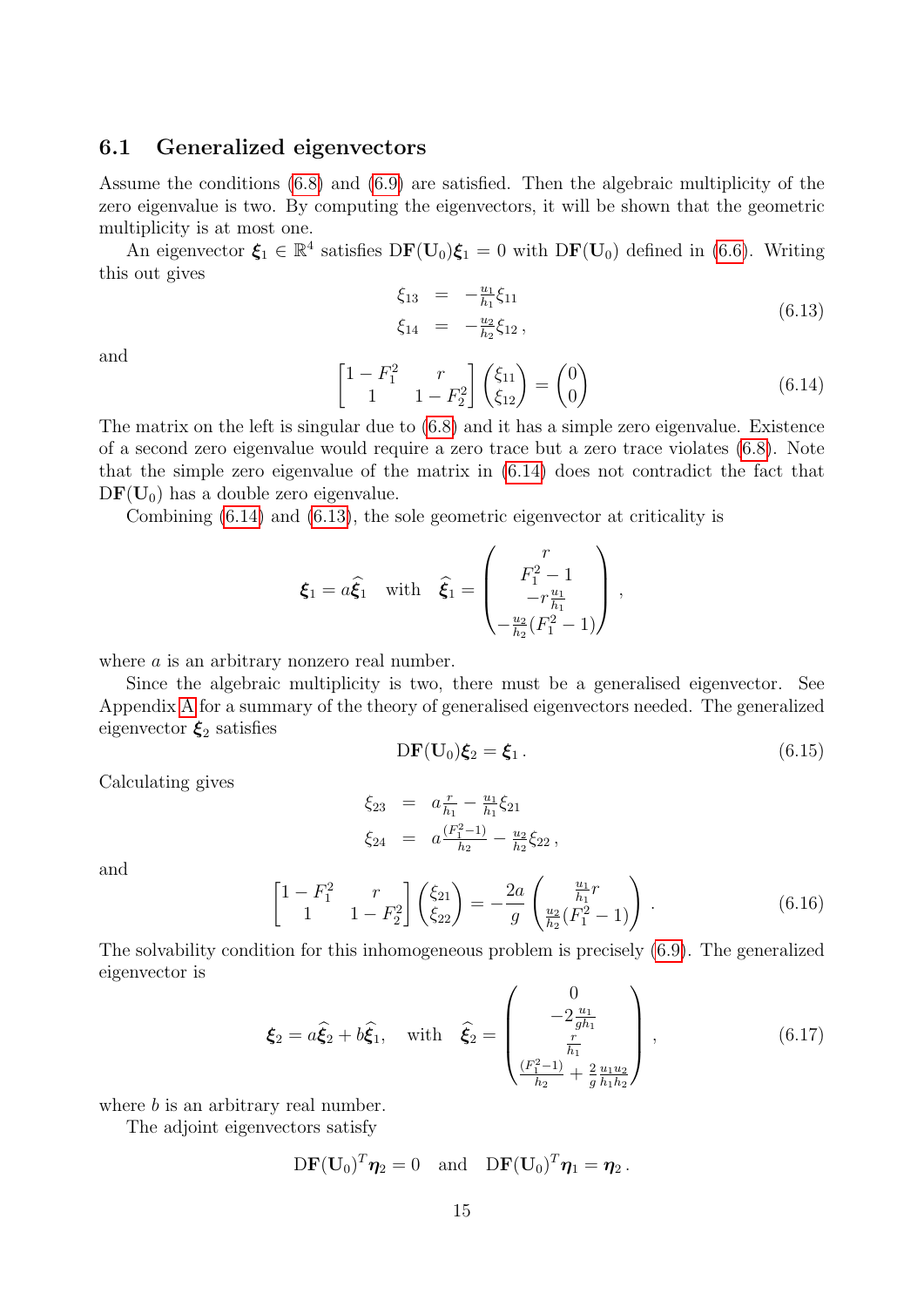### 6.1 Generalized eigenvectors

Assume the conditions (6.8) and (6.9) are satisfied. Then the algebraic multiplicity of the zero eigenvalue is two. By computing the eigenvectors, it will be shown that the geometric multiplicity is at most one.

An eigenvector $\boldsymbol{\xi}_1 \in \mathbb{R}^4$ satisfies $\mathrm{D}\mathbf{F}(\mathbf{U}_0)\boldsymbol{\xi}_1 = 0$ with $\mathrm{D}\mathbf{F}(\mathbf{U}_0)$ defined in (6.6). Writing this out gives

$$
\begin{aligned}
\xi_{13} &= -\tfrac{u_1}{h_1}\xi_{11} \\
\xi_{14} &= -\tfrac{u_2}{h_2}\xi_{12}\,,
\end{aligned}
\tag{6.13}
$$

and

$$
\begin{bmatrix} 1-F_1^2 & r \\ 1 & 1-F_2^2 \end{bmatrix}
\begin{pmatrix} \xi_{11} \\ \xi_{12} \end{pmatrix} = \begin{pmatrix} 0 \\ 0 \end{pmatrix}
\tag{6.14}
$$

The matrix on the left is singular due to (6.8) and it has a simple zero eigenvalue. Existence of a second zero eigenvalue would require a zero trace but a zero trace violates (6.8). Note that the simple zero eigenvalue of the matrix in (6.14) does not contradict the fact that $\mathrm{D}\mathbf{F}(\mathbf{U}_0)$ has a double zero eigenvalue.

Combining (6.14) and (6.13), the sole geometric eigenvector at criticality is

$$
\boldsymbol{\xi}_1 = a\widehat{\boldsymbol{\xi}}_1 \quad \text{with} \quad \widehat{\boldsymbol{\xi}}_1 = \begin{pmatrix} r \\ F_1^2 - 1 \\ -r\frac{u_1}{h_1} \\ -\frac{u_2}{h_2}(F_1^2-1) \end{pmatrix},
$$

where $a$ is an arbitrary nonzero real number.

Since the algebraic multiplicity is two, there must be a generalised eigenvector. See Appendix A for a summary of the theory of generalised eigenvectors needed. The generalized eigenvector $\boldsymbol{\xi}_2$ satisfies

$$
\mathrm{D}\mathbf{F}(\mathbf{U}_0)\boldsymbol{\xi}_2 = \boldsymbol{\xi}_1\,.
\tag{6.15}
$$

Calculating gives

$$
\begin{aligned}
\xi_{23} &= a\tfrac{r}{h_1} - \tfrac{u_1}{h_1}\xi_{21} \\
\xi_{24} &= a\tfrac{(F_1^2-1)}{h_2} - \tfrac{u_2}{h_2}\xi_{22}\,,
\end{aligned}
$$

and

$$
\begin{bmatrix} 1-F_1^2 & r \\ 1 & 1-F_2^2 \end{bmatrix}
\begin{pmatrix} \xi_{21} \\ \xi_{22} \end{pmatrix} = -\frac{2a}{g}\begin{pmatrix} \frac{u_1}{h_1}r \\ \frac{u_2}{h_2}(F_1^2-1) \end{pmatrix}.
\tag{6.16}
$$

The solvability condition for this inhomogeneous problem is precisely (6.9). The generalized eigenvector is

$$
\boldsymbol{\xi}_2 = a\widehat{\boldsymbol{\xi}}_2 + b\widehat{\boldsymbol{\xi}}_1, \quad \text{with} \quad \widehat{\boldsymbol{\xi}}_2 = \begin{pmatrix} 0 \\ -2\frac{u_1}{gh_1} \\ \frac{r}{h_1} \\ \frac{(F_1^2-1)}{h_2} + \frac{2}{g}\frac{u_1u_2}{h_1h_2} \end{pmatrix},
\tag{6.17}
$$

where $b$ is an arbitrary real number.

The adjoint eigenvectors satisfy

$$
\mathrm{D}\mathbf{F}(\mathbf{U}_0)^T\boldsymbol{\eta}_2 = 0 \quad \text{and} \quad \mathrm{D}\mathbf{F}(\mathbf{U}_0)^T\boldsymbol{\eta}_1 = \boldsymbol{\eta}_2\,.
$$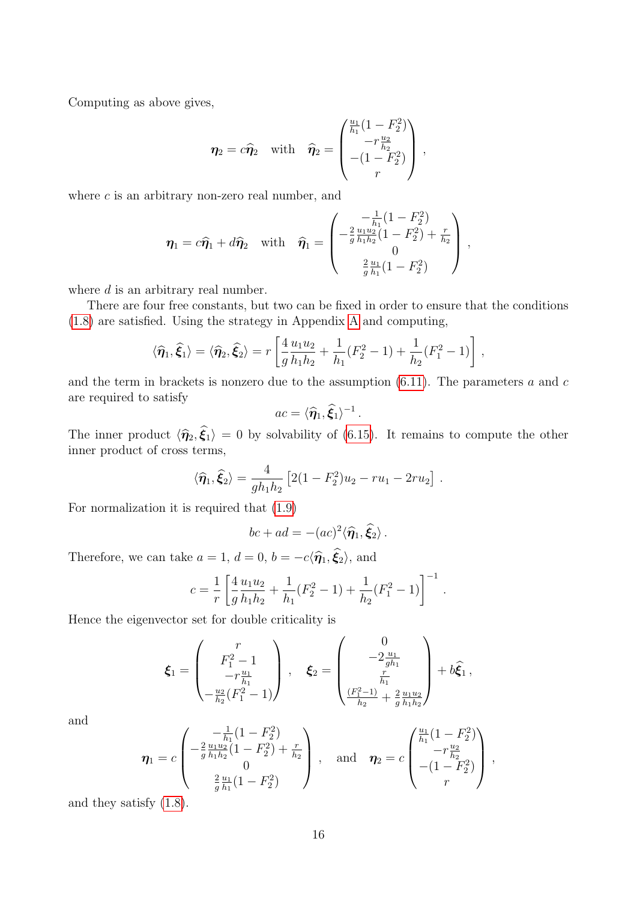Computing as above gives,

$$
\boldsymbol{\eta}_2 = c\widehat{\boldsymbol{\eta}}_2 \quad \text{with} \quad \widehat{\boldsymbol{\eta}}_2 = \begin{pmatrix} \frac{u_1}{h_1}(1-F_2^2) \\ -r\frac{u_2}{h_2} \\ -(1-F_2^2) \\ r \end{pmatrix} ,
$$

where $c$ is an arbitrary non-zero real number, and

$$
\boldsymbol{\eta}_1 = c\widehat{\boldsymbol{\eta}}_1 + d\widehat{\boldsymbol{\eta}}_2 \quad \text{with} \quad \widehat{\boldsymbol{\eta}}_1 = \begin{pmatrix} -\frac{1}{h_1}(1-F_2^2) \\ -\frac{2}{g}\frac{u_1 u_2}{h_1 h_2}(1-F_2^2) + \frac{r}{h_2} \\ 0 \\ \frac{2}{g}\frac{u_1}{h_1}(1-F_2^2) \end{pmatrix} ,
$$

where $d$ is an arbitrary real number.

There are four free constants, but two can be fixed in order to ensure that the conditions (1.8) are satisfied. Using the strategy in Appendix A and computing,

$$
\langle \widehat{\boldsymbol{\eta}}_1, \widehat{\boldsymbol{\xi}}_1 \rangle = \langle \widehat{\boldsymbol{\eta}}_2, \widehat{\boldsymbol{\xi}}_2 \rangle = r\left[ \frac{4}{g}\frac{u_1 u_2}{h_1 h_2} + \frac{1}{h_1}(F_2^2 - 1) + \frac{1}{h_2}(F_1^2 - 1) \right] ,
$$

and the term in brackets is nonzero due to the assumption (6.11). The parameters $a$ and $c$ are required to satisfy

$$
ac = \langle \widehat{\boldsymbol{\eta}}_1, \widehat{\boldsymbol{\xi}}_1 \rangle^{-1} .
$$

The inner product $\langle \widehat{\boldsymbol{\eta}}_2, \widehat{\boldsymbol{\xi}}_1 \rangle = 0$ by solvability of (6.15). It remains to compute the other inner product of cross terms,

$$
\langle \widehat{\boldsymbol{\eta}}_1, \widehat{\boldsymbol{\xi}}_2 \rangle = \frac{4}{g h_1 h_2}\left[ 2(1-F_2^2)u_2 - r u_1 - 2 r u_2 \right] .
$$

For normalization it is required that (1.9)

$$
bc + ad = -(ac)^2 \langle \widehat{\boldsymbol{\eta}}_1, \widehat{\boldsymbol{\xi}}_2 \rangle .
$$

Therefore, we can take $a = 1$, $d = 0$, $b = -c\langle \widehat{\boldsymbol{\eta}}_1, \widehat{\boldsymbol{\xi}}_2 \rangle$, and

$$
c = \frac{1}{r}\left[ \frac{4}{g}\frac{u_1 u_2}{h_1 h_2} + \frac{1}{h_1}(F_2^2 - 1) + \frac{1}{h_2}(F_1^2 - 1) \right]^{-1} .
$$

Hence the eigenvector set for double criticality is

$$
\boldsymbol{\xi}_1 = \begin{pmatrix} r \\ F_1^2 - 1 \\ -r\frac{u_1}{h_1} \\ -\frac{u_2}{h_2}(F_1^2 - 1) \end{pmatrix} , \quad \boldsymbol{\xi}_2 = \begin{pmatrix} 0 \\ -2\frac{u_1}{g h_1} \\ \frac{r}{h_1} \\ \frac{(F_1^2 - 1)}{h_2} + \frac{2}{g}\frac{u_1 u_2}{h_1 h_2} \end{pmatrix} + b\widehat{\boldsymbol{\xi}}_1 ,
$$

and

$$
\boldsymbol{\eta}_1 = c\begin{pmatrix} -\frac{1}{h_1}(1-F_2^2) \\ -\frac{2}{g}\frac{u_1 u_2}{h_1 h_2}(1-F_2^2) + \frac{r}{h_2} \\ 0 \\ \frac{2}{g}\frac{u_1}{h_1}(1-F_2^2) \end{pmatrix} , \quad \text{and} \quad \boldsymbol{\eta}_2 = c\begin{pmatrix} \frac{u_1}{h_1}(1-F_2^2) \\ -r\frac{u_2}{h_2} \\ -(1-F_2^2) \\ r \end{pmatrix} ,
$$

and they satisfy (1.8).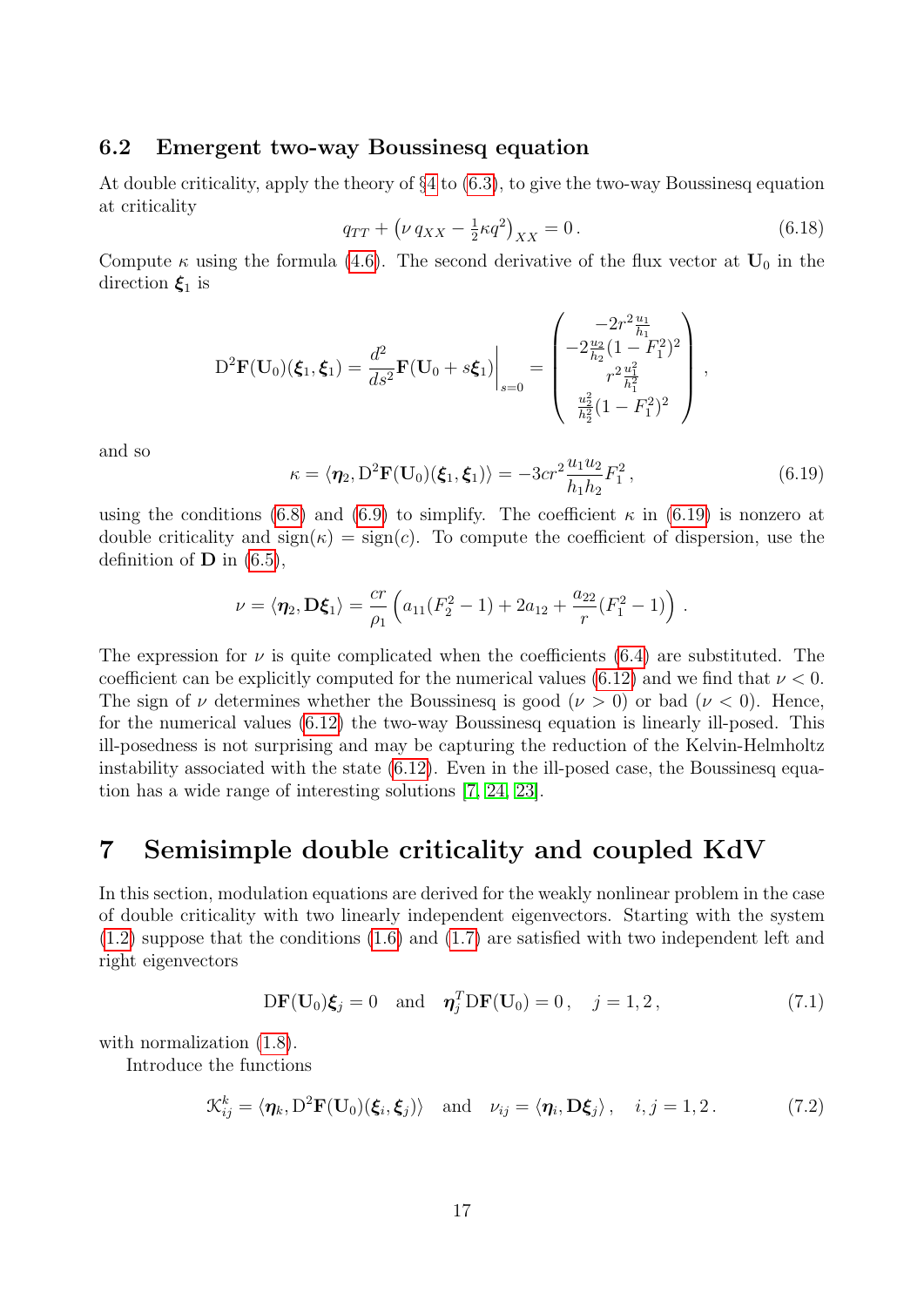### 6.2 Emergent two-way Boussinesq equation

At double criticality, apply the theory of §4 to (6.3), to give the two-way Boussinesq equation at criticality

$$q_{TT} + \left(\nu\, q_{XX} - \tfrac{1}{2}\kappa q^2\right)_{XX} = 0\,. \tag{6.18}$$

Compute $\kappa$ using the formula (4.6). The second derivative of the flux vector at $\mathbf{U}_0$ in the direction $\boldsymbol{\xi}_1$ is

$$\mathrm{D}^2\mathbf{F}(\mathbf{U}_0)(\boldsymbol{\xi}_1,\boldsymbol{\xi}_1) = \frac{d^2}{ds^2}\mathbf{F}(\mathbf{U}_0 + s\boldsymbol{\xi}_1)\Big|_{s=0} = \begin{pmatrix} -2r^2\frac{u_1}{h_1} \\ -2\frac{u_2}{h_2}(1-F_1^2)^2 \\ r^2\frac{u_1^2}{h_1^2} \\ \frac{u_2^2}{h_2^2}(1-F_1^2)^2 \end{pmatrix},$$

and so

$$\kappa = \langle \boldsymbol{\eta}_2, \mathrm{D}^2\mathbf{F}(\mathbf{U}_0)(\boldsymbol{\xi}_1,\boldsymbol{\xi}_1)\rangle = -3cr^2\frac{u_1u_2}{h_1h_2}F_1^2\,, \tag{6.19}$$

using the conditions (6.8) and (6.9) to simplify. The coefficient $\kappa$ in (6.19) is nonzero at double criticality and $\mathrm{sign}(\kappa) = \mathrm{sign}(c)$. To compute the coefficient of dispersion, use the definition of $\mathbf{D}$ in (6.5),

$$\nu = \langle \boldsymbol{\eta}_2, \mathbf{D}\boldsymbol{\xi}_1\rangle = \frac{cr}{\rho_1}\left(a_{11}(F_2^2-1) + 2a_{12} + \frac{a_{22}}{r}(F_1^2-1)\right).$$

The expression for $\nu$ is quite complicated when the coefficients (6.4) are substituted. The coefficient can be explicitly computed for the numerical values (6.12) and we find that $\nu < 0$. The sign of $\nu$ determines whether the Boussinesq is good ($\nu > 0$) or bad ($\nu < 0$). Hence, for the numerical values (6.12) the two-way Boussinesq equation is linearly ill-posed. This ill-posedness is not surprising and may be capturing the reduction of the Kelvin-Helmholtz instability associated with the state (6.12). Even in the ill-posed case, the Boussinesq equation has a wide range of interesting solutions [7, 24, 23].

## 7 Semisimple double criticality and coupled KdV

In this section, modulation equations are derived for the weakly nonlinear problem in the case of double criticality with two linearly independent eigenvectors. Starting with the system (1.2) suppose that the conditions (1.6) and (1.7) are satisfied with two independent left and right eigenvectors

$$\mathrm{D}\mathbf{F}(\mathbf{U}_0)\boldsymbol{\xi}_j = 0 \quad \text{and} \quad \boldsymbol{\eta}_j^T\mathrm{D}\mathbf{F}(\mathbf{U}_0) = 0\,, \quad j = 1,2\,, \tag{7.1}$$

with normalization (1.8).

Introduce the functions

$$\mathcal{K}_{ij}^k = \langle \boldsymbol{\eta}_k, \mathrm{D}^2\mathbf{F}(\mathbf{U}_0)(\boldsymbol{\xi}_i,\boldsymbol{\xi}_j)\rangle \quad \text{and} \quad \nu_{ij} = \langle \boldsymbol{\eta}_i, \mathbf{D}\boldsymbol{\xi}_j\rangle\,, \quad i,j = 1,2\,. \tag{7.2}$$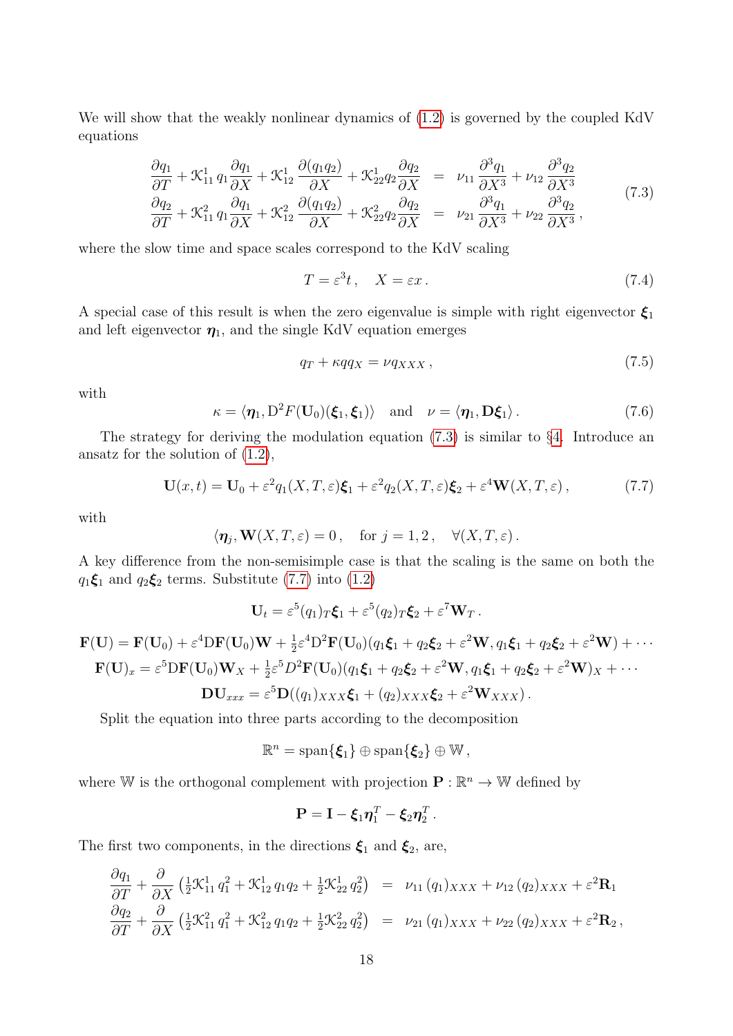We will show that the weakly nonlinear dynamics of (1.2) is governed by the coupled KdV equations

$$
\begin{aligned}
\frac{\partial q_1}{\partial T} + \mathcal{K}^1_{11}\, q_1 \frac{\partial q_1}{\partial X} + \mathcal{K}^1_{12}\, \frac{\partial (q_1 q_2)}{\partial X} + \mathcal{K}^1_{22} q_2 \frac{\partial q_2}{\partial X} &= \nu_{11}\, \frac{\partial^3 q_1}{\partial X^3} + \nu_{12}\, \frac{\partial^3 q_2}{\partial X^3} \\
\frac{\partial q_2}{\partial T} + \mathcal{K}^2_{11}\, q_1 \frac{\partial q_1}{\partial X} + \mathcal{K}^2_{12}\, \frac{\partial (q_1 q_2)}{\partial X} + \mathcal{K}^2_{22} q_2 \frac{\partial q_2}{\partial X} &= \nu_{21}\, \frac{\partial^3 q_1}{\partial X^3} + \nu_{22}\, \frac{\partial^3 q_2}{\partial X^3}\,,
\end{aligned}
\tag{7.3}
$$

where the slow time and space scales correspond to the KdV scaling

$$
T = \varepsilon^3 t\,, \quad X = \varepsilon x\,. \tag{7.4}
$$

A special case of this result is when the zero eigenvalue is simple with right eigenvector $\boldsymbol{\xi}_1$ and left eigenvector $\boldsymbol{\eta}_1$, and the single KdV equation emerges

$$
q_T + \kappa q q_X = \nu q_{XXX}\,, \tag{7.5}
$$

with

$$
\kappa = \langle \boldsymbol{\eta}_1, \mathrm{D}^2 F(\mathbf{U}_0)(\boldsymbol{\xi}_1, \boldsymbol{\xi}_1)\rangle \quad \text{and} \quad \nu = \langle \boldsymbol{\eta}_1, \mathbf{D}\boldsymbol{\xi}_1\rangle\,. \tag{7.6}
$$

The strategy for deriving the modulation equation (7.3) is similar to §4. Introduce an ansatz for the solution of (1.2),

$$
\mathbf{U}(x,t) = \mathbf{U}_0 + \varepsilon^2 q_1(X,T,\varepsilon)\boldsymbol{\xi}_1 + \varepsilon^2 q_2(X,T,\varepsilon)\boldsymbol{\xi}_2 + \varepsilon^4 \mathbf{W}(X,T,\varepsilon)\,, \tag{7.7}
$$

with

$$
\langle \boldsymbol{\eta}_j, \mathbf{W}(X,T,\varepsilon) = 0\,, \quad \text{for } j = 1,2\,, \quad \forall (X,T,\varepsilon)\,.
$$

A key difference from the non-semisimple case is that the scaling is the same on both the $q_1\boldsymbol{\xi}_1$ and $q_2\boldsymbol{\xi}_2$ terms. Substitute (7.7) into (1.2)

$$
\mathbf{U}_t = \varepsilon^5 (q_1)_T \boldsymbol{\xi}_1 + \varepsilon^5 (q_2)_T \boldsymbol{\xi}_2 + \varepsilon^7 \mathbf{W}_T\,.
$$

$$
\begin{aligned}
\mathbf{F}(\mathbf{U}) &= \mathbf{F}(\mathbf{U}_0) + \varepsilon^4 \mathrm{D}\mathbf{F}(\mathbf{U}_0)\mathbf{W} + \tfrac{1}{2}\varepsilon^4 \mathrm{D}^2\mathbf{F}(\mathbf{U}_0)(q_1\boldsymbol{\xi}_1 + q_2\boldsymbol{\xi}_2 + \varepsilon^2\mathbf{W}, q_1\boldsymbol{\xi}_1 + q_2\boldsymbol{\xi}_2 + \varepsilon^2\mathbf{W}) + \cdots \\
\mathbf{F}(\mathbf{U})_x &= \varepsilon^5 \mathrm{D}\mathbf{F}(\mathbf{U}_0)\mathbf{W}_X + \tfrac{1}{2}\varepsilon^5 D^2\mathbf{F}(\mathbf{U}_0)(q_1\boldsymbol{\xi}_1 + q_2\boldsymbol{\xi}_2 + \varepsilon^2\mathbf{W}, q_1\boldsymbol{\xi}_1 + q_2\boldsymbol{\xi}_2 + \varepsilon^2\mathbf{W})_X + \cdots \\
\mathbf{D}\mathbf{U}_{xxx} &= \varepsilon^5 \mathbf{D}((q_1)_{XXX}\boldsymbol{\xi}_1 + (q_2)_{XXX}\boldsymbol{\xi}_2 + \varepsilon^2 \mathbf{W}_{XXX})\,.
\end{aligned}
$$

Split the equation into three parts according to the decomposition

$$
\mathbb{R}^n = \mathrm{span}\{\boldsymbol{\xi}_1\} \oplus \mathrm{span}\{\boldsymbol{\xi}_2\} \oplus \mathbb{W}\,,
$$

where $\mathbb{W}$ is the orthogonal complement with projection $\mathbf{P} : \mathbb{R}^n \to \mathbb{W}$ defined by

$$
\mathbf{P} = \mathbf{I} - \boldsymbol{\xi}_1\boldsymbol{\eta}_1^T - \boldsymbol{\xi}_2\boldsymbol{\eta}_2^T\,.
$$

The first two components, in the directions $\boldsymbol{\xi}_1$ and $\boldsymbol{\xi}_2$, are,

$$
\begin{aligned}
\frac{\partial q_1}{\partial T} + \frac{\partial}{\partial X}\left(\tfrac{1}{2}\mathcal{K}^1_{11}\, q_1^2 + \mathcal{K}^1_{12}\, q_1 q_2 + \tfrac{1}{2}\mathcal{K}^1_{22}\, q_2^2\right) &= \nu_{11}\,(q_1)_{XXX} + \nu_{12}\,(q_2)_{XXX} + \varepsilon^2 \mathbf{R}_1 \\
\frac{\partial q_2}{\partial T} + \frac{\partial}{\partial X}\left(\tfrac{1}{2}\mathcal{K}^2_{11}\, q_1^2 + \mathcal{K}^2_{12}\, q_1 q_2 + \tfrac{1}{2}\mathcal{K}^2_{22}\, q_2^2\right) &= \nu_{21}\,(q_1)_{XXX} + \nu_{22}\,(q_2)_{XXX} + \varepsilon^2 \mathbf{R}_2\,,
\end{aligned}
$$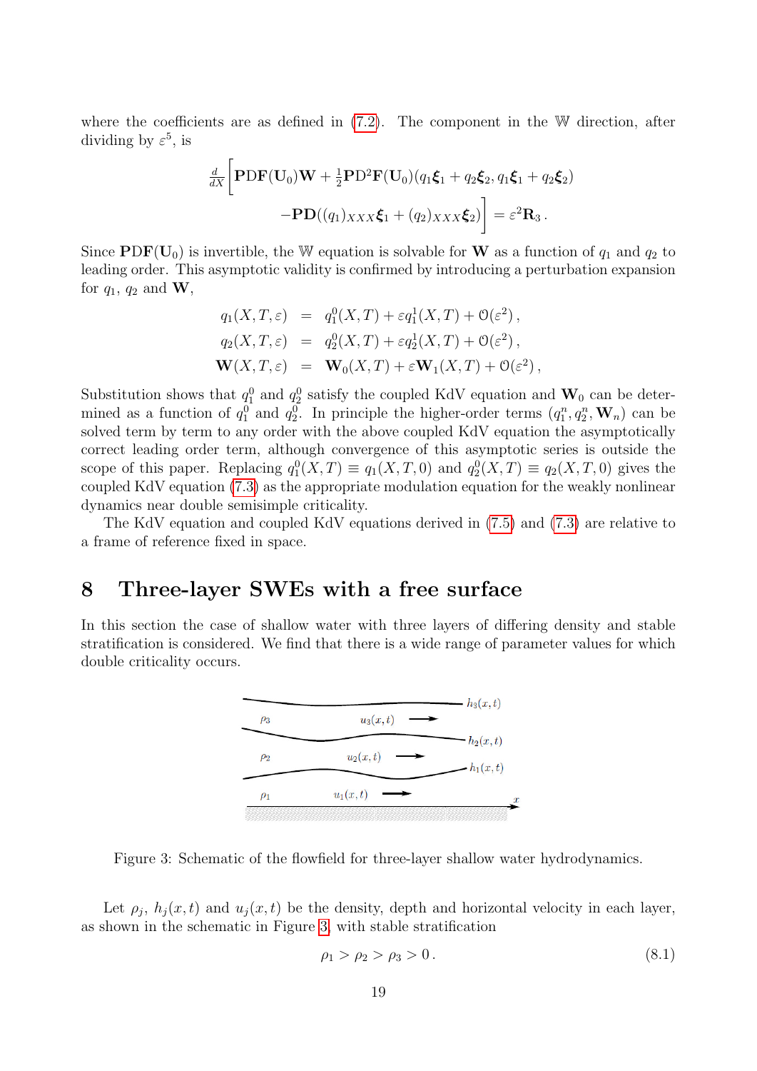where the coefficients are as defined in (7.2). The component in the $\mathbb{W}$ direction, after dividing by $\varepsilon^5$, is

$$\frac{d}{dX}\Bigg[\mathbf{P}\mathrm{D}\mathbf{F}(\mathbf{U}_0)\mathbf{W} + \tfrac{1}{2}\mathbf{P}\mathrm{D}^2\mathbf{F}(\mathbf{U}_0)(q_1\boldsymbol{\xi}_1 + q_2\boldsymbol{\xi}_2, q_1\boldsymbol{\xi}_1 + q_2\boldsymbol{\xi}_2)$$
$$-\mathbf{P}\mathbf{D}((q_1)_{XXX}\boldsymbol{\xi}_1 + (q_2)_{XXX}\boldsymbol{\xi}_2)\Bigg] = \varepsilon^2\mathbf{R}_3\,.$$

Since $\mathbf{P}\mathrm{D}\mathbf{F}(\mathbf{U}_0)$ is invertible, the $\mathbb{W}$ equation is solvable for $\mathbf{W}$ as a function of $q_1$ and $q_2$ to leading order. This asymptotic validity is confirmed by introducing a perturbation expansion for $q_1$, $q_2$ and $\mathbf{W}$,

$$\begin{aligned}
q_1(X,T,\varepsilon) &= q_1^0(X,T) + \varepsilon q_1^1(X,T) + \mathcal{O}(\varepsilon^2)\,,\\
q_2(X,T,\varepsilon) &= q_2^0(X,T) + \varepsilon q_2^1(X,T) + \mathcal{O}(\varepsilon^2)\,,\\
\mathbf{W}(X,T,\varepsilon) &= \mathbf{W}_0(X,T) + \varepsilon \mathbf{W}_1(X,T) + \mathcal{O}(\varepsilon^2)\,,
\end{aligned}$$

Substitution shows that $q_1^0$ and $q_2^0$ satisfy the coupled KdV equation and $\mathbf{W}_0$ can be determined as a function of $q_1^0$ and $q_2^0$. In principle the higher-order terms $(q_1^n, q_2^n, \mathbf{W}_n)$ can be solved term by term to any order with the above coupled KdV equation the asymptotically correct leading order term, although convergence of this asymptotic series is outside the scope of this paper. Replacing $q_1^0(X,T) \equiv q_1(X,T,0)$ and $q_2^0(X,T) \equiv q_2(X,T,0)$ gives the coupled KdV equation (7.3) as the appropriate modulation equation for the weakly nonlinear dynamics near double semisimple criticality.

The KdV equation and coupled KdV equations derived in (7.5) and (7.3) are relative to a frame of reference fixed in space.

# 8 Three-layer SWEs with a free surface

In this section the case of shallow water with three layers of differing density and stable stratification is considered. We find that there is a wide range of parameter values for which double criticality occurs.

Figure 3: Schematic of the flowfield for three-layer shallow water hydrodynamics.

Let $\rho_j$, $h_j(x,t)$ and $u_j(x,t)$ be the density, depth and horizontal velocity in each layer, as shown in the schematic in Figure 3, with stable stratification

$$\rho_1 > \rho_2 > \rho_3 > 0\,. \tag{8.1}$$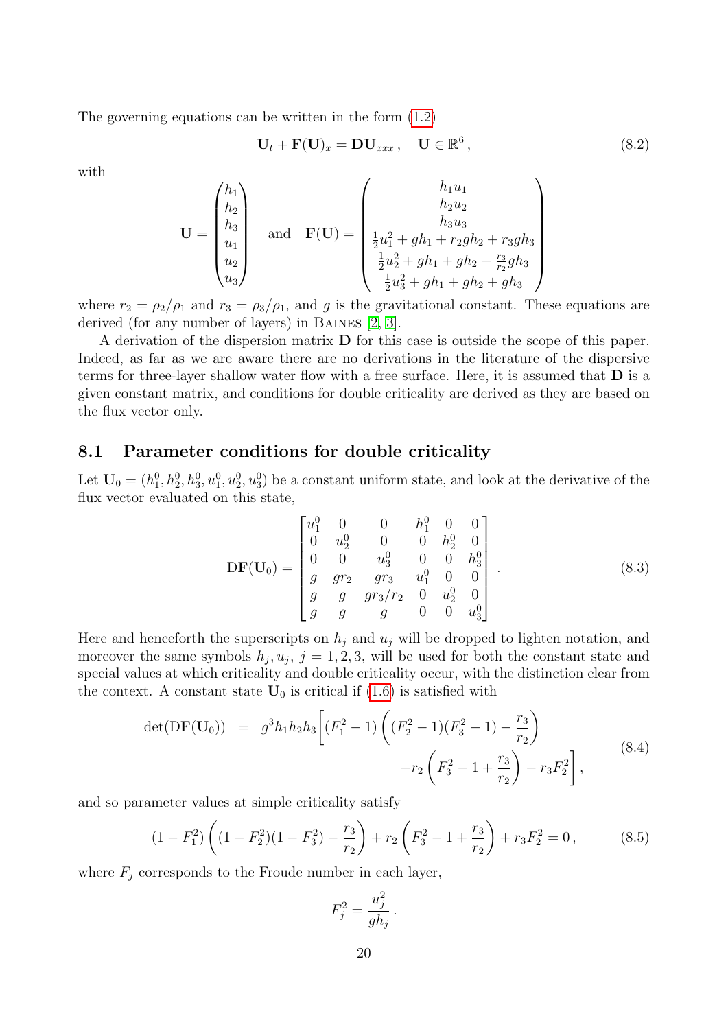The governing equations can be written in the form (1.2)

$$\mathbf{U}_t + \mathbf{F}(\mathbf{U})_x = \mathbf{D}\mathbf{U}_{xxx}\,, \quad \mathbf{U} \in \mathbb{R}^6\,, \tag{8.2}$$

with

$$\mathbf{U} = \begin{pmatrix} h_1 \\ h_2 \\ h_3 \\ u_1 \\ u_2 \\ u_3 \end{pmatrix} \quad \text{and} \quad \mathbf{F}(\mathbf{U}) = \begin{pmatrix} h_1 u_1 \\ h_2 u_2 \\ h_3 u_3 \\ \frac{1}{2}u_1^2 + gh_1 + r_2 gh_2 + r_3 gh_3 \\ \frac{1}{2}u_2^2 + gh_1 + gh_2 + \frac{r_3}{r_2} gh_3 \\ \frac{1}{2}u_3^2 + gh_1 + gh_2 + gh_3 \end{pmatrix}$$

where $r_2 = \rho_2/\rho_1$ and $r_3 = \rho_3/\rho_1$, and $g$ is the gravitational constant. These equations are derived (for any number of layers) in Baines [2, 3].

A derivation of the dispersion matrix $\mathbf{D}$ for this case is outside the scope of this paper. Indeed, as far as we are aware there are no derivations in the literature of the dispersive terms for three-layer shallow water flow with a free surface. Here, it is assumed that $\mathbf{D}$ is a given constant matrix, and conditions for double criticality are derived as they are based on the flux vector only.

## 8.1 Parameter conditions for double criticality

Let $\mathbf{U}_0 = (h_1^0, h_2^0, h_3^0, u_1^0, u_2^0, u_3^0)$ be a constant uniform state, and look at the derivative of the flux vector evaluated on this state,

$$\mathrm{D}\mathbf{F}(\mathbf{U}_0) = \begin{bmatrix} u_1^0 & 0 & 0 & h_1^0 & 0 & 0 \\ 0 & u_2^0 & 0 & 0 & h_2^0 & 0 \\ 0 & 0 & u_3^0 & 0 & 0 & h_3^0 \\ g & gr_2 & gr_3 & u_1^0 & 0 & 0 \\ g & g & gr_3/r_2 & 0 & u_2^0 & 0 \\ g & g & g & 0 & 0 & u_3^0 \end{bmatrix} . \tag{8.3}$$

Here and henceforth the superscripts on $h_j$ and $u_j$ will be dropped to lighten notation, and moreover the same symbols $h_j, u_j$, $j = 1, 2, 3$, will be used for both the constant state and special values at which criticality and double criticality occur, with the distinction clear from the context. A constant state $\mathbf{U}_0$ is critical if (1.6) is satisfied with

$$\begin{aligned} \det(\mathrm{D}\mathbf{F}(\mathbf{U}_0)) \;\; = \;\; g^3 h_1 h_2 h_3 \bigg[ & (F_1^2 - 1)\left( (F_2^2 - 1)(F_3^2 - 1) - \frac{r_3}{r_2} \right) \\ & - r_2 \left( F_3^2 - 1 + \frac{r_3}{r_2} \right) - r_3 F_2^2 \bigg] , \end{aligned} \tag{8.4}$$

and so parameter values at simple criticality satisfy

$$(1 - F_1^2)\left( (1 - F_2^2)(1 - F_3^2) - \frac{r_3}{r_2} \right) + r_2 \left( F_3^2 - 1 + \frac{r_3}{r_2} \right) + r_3 F_2^2 = 0\,, \tag{8.5}$$

where $F_j$ corresponds to the Froude number in each layer,

$$F_j^2 = \frac{u_j^2}{gh_j}\,.$$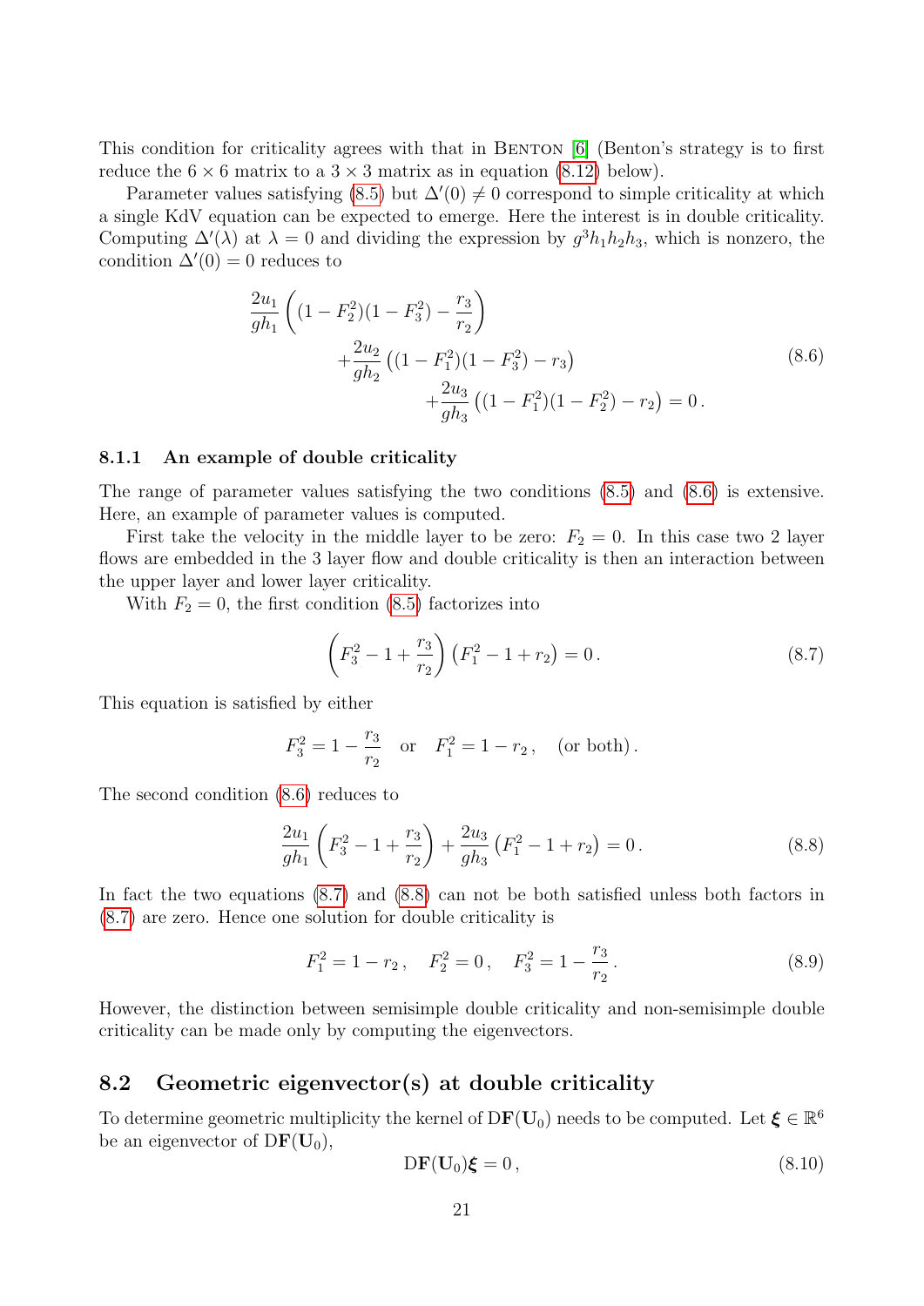This condition for criticality agrees with that in Benton [6] (Benton's strategy is to first reduce the $6 \times 6$ matrix to a $3 \times 3$ matrix as in equation (8.12) below).

Parameter values satisfying (8.5) but $\Delta'(0) \neq 0$ correspond to simple criticality at which a single KdV equation can be expected to emerge. Here the interest is in double criticality. Computing $\Delta'(\lambda)$ at $\lambda = 0$ and dividing the expression by $g^3 h_1 h_2 h_3$, which is nonzero, the condition $\Delta'(0) = 0$ reduces to

$$
\begin{aligned}
\frac{2u_1}{gh_1}\left((1-F_2^2)(1-F_3^2) - \frac{r_3}{r_2}\right) \\
+\frac{2u_2}{gh_2}\left((1-F_1^2)(1-F_3^2) - r_3\right) \\
+\frac{2u_3}{gh_3}\left((1-F_1^2)(1-F_2^2) - r_2\right) = 0\,.
\end{aligned}
\tag{8.6}
$$

### 8.1.1 An example of double criticality

The range of parameter values satisfying the two conditions (8.5) and (8.6) is extensive. Here, an example of parameter values is computed.

First take the velocity in the middle layer to be zero: $F_2 = 0$. In this case two 2 layer flows are embedded in the 3 layer flow and double criticality is then an interaction between the upper layer and lower layer criticality.

With $F_2 = 0$, the first condition (8.5) factorizes into

$$
\left(F_3^2 - 1 + \frac{r_3}{r_2}\right)\left(F_1^2 - 1 + r_2\right) = 0\,. \tag{8.7}
$$

This equation is satisfied by either

$$
F_3^2 = 1 - \frac{r_3}{r_2} \quad \text{or} \quad F_1^2 = 1 - r_2\,, \quad \text{(or both)}\,.
$$

The second condition (8.6) reduces to

$$
\frac{2u_1}{gh_1}\left(F_3^2 - 1 + \frac{r_3}{r_2}\right) + \frac{2u_3}{gh_3}\left(F_1^2 - 1 + r_2\right) = 0\,. \tag{8.8}
$$

In fact the two equations (8.7) and (8.8) can not be both satisfied unless both factors in (8.7) are zero. Hence one solution for double criticality is

$$
F_1^2 = 1 - r_2\,, \quad F_2^2 = 0\,, \quad F_3^2 = 1 - \frac{r_3}{r_2}\,. \tag{8.9}
$$

However, the distinction between semisimple double criticality and non-semisimple double criticality can be made only by computing the eigenvectors.

## 8.2 Geometric eigenvector(s) at double criticality

To determine geometric multiplicity the kernel of $\mathrm{D}\mathbf{F}(\mathbf{U}_0)$ needs to be computed. Let $\boldsymbol{\xi} \in \mathbb{R}^6$ be an eigenvector of $\mathrm{D}\mathbf{F}(\mathbf{U}_0)$,

$$
\mathrm{D}\mathbf{F}(\mathbf{U}_0)\boldsymbol{\xi} = 0\,, \tag{8.10}
$$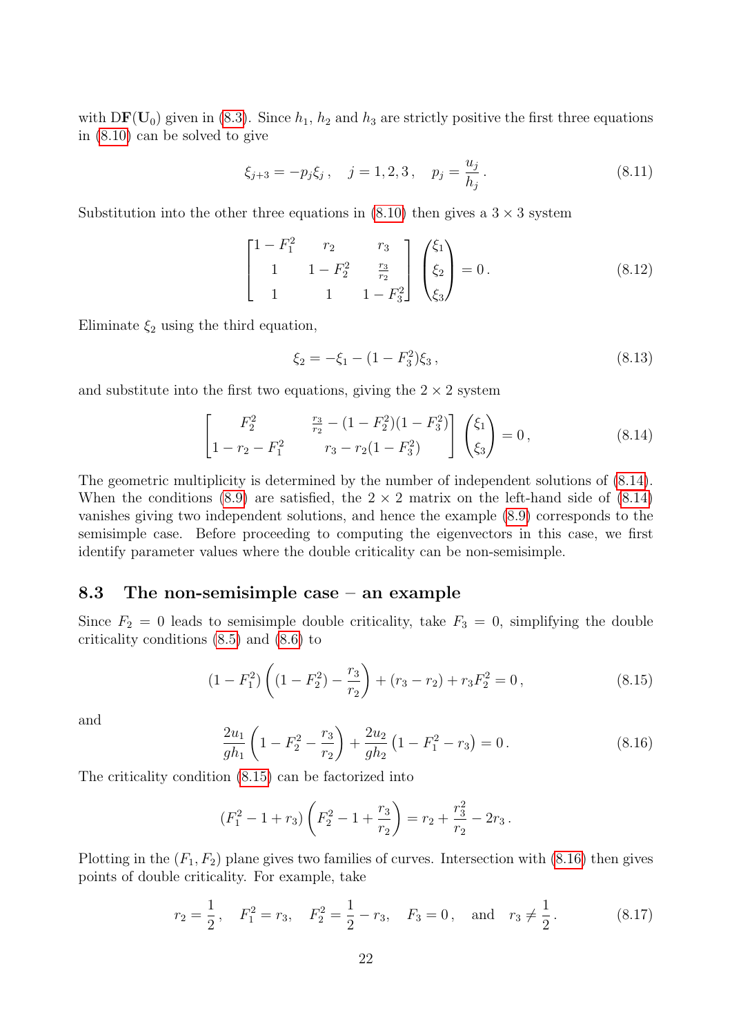with $\mathrm{D}\mathbf{F}(\mathbf{U}_0)$ given in (8.3). Since $h_1$, $h_2$ and $h_3$ are strictly positive the first three equations in (8.10) can be solved to give

$$\xi_{j+3} = -p_j\xi_j\,, \quad j=1,2,3\,, \quad p_j = \frac{u_j}{h_j}\,. \tag{8.11}$$

Substitution into the other three equations in (8.10) then gives a $3\times 3$ system

$$\begin{bmatrix} 1-F_1^2 & r_2 & r_3 \\ 1 & 1-F_2^2 & \frac{r_3}{r_2} \\ 1 & 1 & 1-F_3^2 \end{bmatrix} \begin{pmatrix} \xi_1 \\ \xi_2 \\ \xi_3 \end{pmatrix} = 0\,. \tag{8.12}$$

Eliminate $\xi_2$ using the third equation,

$$\xi_2 = -\xi_1 - (1-F_3^2)\xi_3\,, \tag{8.13}$$

and substitute into the first two equations, giving the $2\times 2$ system

$$\begin{bmatrix} F_2^2 & \frac{r_3}{r_2} - (1-F_2^2)(1-F_3^2) \\ 1-r_2-F_1^2 & r_3 - r_2(1-F_3^2) \end{bmatrix} \begin{pmatrix} \xi_1 \\ \xi_3 \end{pmatrix} = 0\,, \tag{8.14}$$

The geometric multiplicity is determined by the number of independent solutions of (8.14). When the conditions (8.9) are satisfied, the $2\times 2$ matrix on the left-hand side of (8.14) vanishes giving two independent solutions, and hence the example (8.9) corresponds to the semisimple case. Before proceeding to computing the eigenvectors in this case, we first identify parameter values where the double criticality can be non-semisimple.

## 8.3 The non-semisimple case – an example

Since $F_2 = 0$ leads to semisimple double criticality, take $F_3 = 0$, simplifying the double criticality conditions (8.5) and (8.6) to

$$(1-F_1^2)\left((1-F_2^2) - \frac{r_3}{r_2}\right) + (r_3 - r_2) + r_3F_2^2 = 0\,, \tag{8.15}$$

and

$$\frac{2u_1}{gh_1}\left(1-F_2^2-\frac{r_3}{r_2}\right) + \frac{2u_2}{gh_2}\left(1-F_1^2-r_3\right) = 0\,. \tag{8.16}$$

The criticality condition (8.15) can be factorized into

$$(F_1^2 - 1 + r_3)\left(F_2^2 - 1 + \frac{r_3}{r_2}\right) = r_2 + \frac{r_3^2}{r_2} - 2r_3\,.$$

Plotting in the $(F_1, F_2)$ plane gives two families of curves. Intersection with (8.16) then gives points of double criticality. For example, take

$$r_2 = \frac{1}{2}\,, \quad F_1^2 = r_3, \quad F_2^2 = \frac{1}{2} - r_3, \quad F_3 = 0\,, \quad \text{and} \quad r_3 \neq \frac{1}{2}\,. \tag{8.17}$$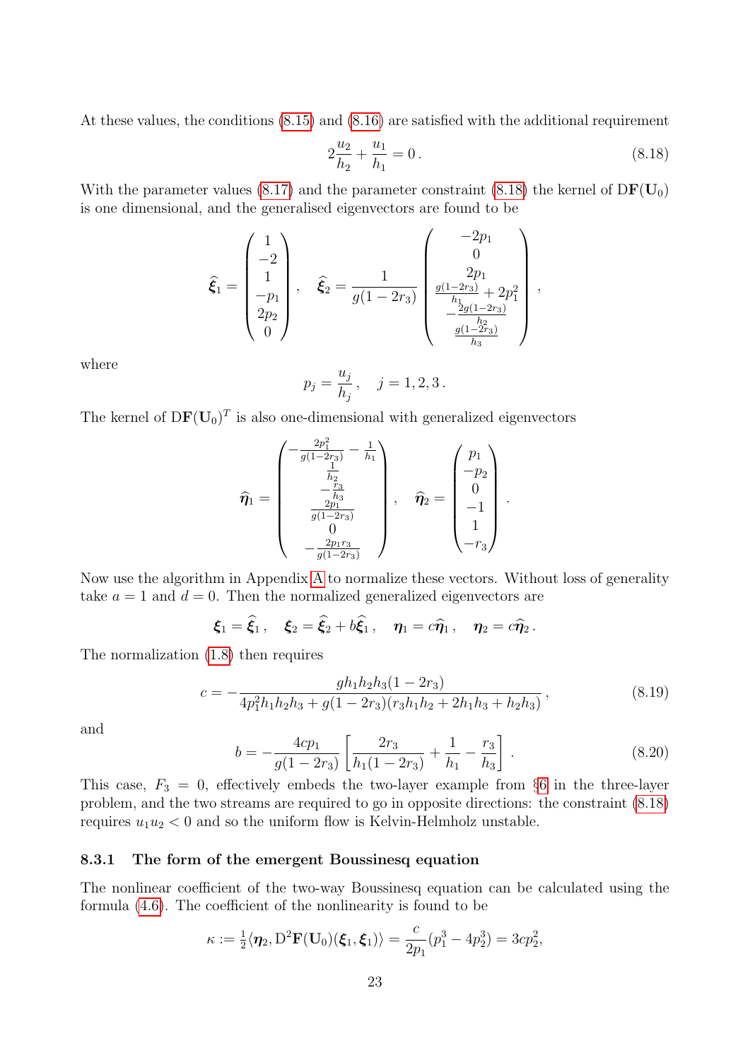At these values, the conditions (8.15) and (8.16) are satisfied with the additional requirement

$$2\frac{u_2}{h_2} + \frac{u_1}{h_1} = 0\,. \tag{8.18}$$

With the parameter values (8.17) and the parameter constraint (8.18) the kernel of $\mathrm{D}\mathbf{F}(\mathbf{U}_0)$ is one dimensional, and the generalised eigenvectors are found to be

$$\widehat{\boldsymbol{\xi}}_1 = \begin{pmatrix} 1 \\ -2 \\ 1 \\ -p_1 \\ 2p_2 \\ 0 \end{pmatrix}, \quad \widehat{\boldsymbol{\xi}}_2 = \frac{1}{g(1-2r_3)} \begin{pmatrix} -2p_1 \\ 0 \\ 2p_1 \\ \frac{g(1-2r_3)}{h_1} + 2p_1^2 \\ -\frac{2g(1-2r_3)}{h_2} \\ \frac{g(1-2r_3)}{h_3} \end{pmatrix},$$

where

$$p_j = \frac{u_j}{h_j}, \quad j = 1,2,3\,.$$

The kernel of $\mathrm{D}\mathbf{F}(\mathbf{U}_0)^T$ is also one-dimensional with generalized eigenvectors

$$\widehat{\boldsymbol{\eta}}_1 = \begin{pmatrix} -\frac{2p_1^2}{g(1-2r_3)} - \frac{1}{h_1} \\ \frac{1}{h_2} \\ -\frac{r_3}{h_3} \\ \frac{2p_1}{g(1-2r_3)} \\ 0 \\ -\frac{2p_1 r_3}{g(1-2r_3)} \end{pmatrix}, \quad \widehat{\boldsymbol{\eta}}_2 = \begin{pmatrix} p_1 \\ -p_2 \\ 0 \\ -1 \\ 1 \\ -r_3 \end{pmatrix}.$$

Now use the algorithm in Appendix A to normalize these vectors. Without loss of generality take $a = 1$ and $d = 0$. Then the normalized generalized eigenvectors are

$$\boldsymbol{\xi}_1 = \widehat{\boldsymbol{\xi}}_1\,, \quad \boldsymbol{\xi}_2 = \widehat{\boldsymbol{\xi}}_2 + b\widehat{\boldsymbol{\xi}}_1\,, \quad \boldsymbol{\eta}_1 = c\widehat{\boldsymbol{\eta}}_1\,, \quad \boldsymbol{\eta}_2 = c\widehat{\boldsymbol{\eta}}_2\,.$$

The normalization (1.8) then requires

$$c = -\frac{gh_1h_2h_3(1-2r_3)}{4p_1^2h_1h_2h_3 + g(1-2r_3)(r_3h_1h_2 + 2h_1h_3 + h_2h_3)}\,, \tag{8.19}$$

and

$$b = -\frac{4cp_1}{g(1-2r_3)}\left[\frac{2r_3}{h_1(1-2r_3)} + \frac{1}{h_1} - \frac{r_3}{h_3}\right]. \tag{8.20}$$

This case, $F_3 = 0$, effectively embeds the two-layer example from §6 in the three-layer problem, and the two streams are required to go in opposite directions: the constraint (8.18) requires $u_1u_2 < 0$ and so the uniform flow is Kelvin-Helmholz unstable.

### 8.3.1 The form of the emergent Boussinesq equation

The nonlinear coefficient of the two-way Boussinesq equation can be calculated using the formula (4.6). The coefficient of the nonlinearity is found to be

$$\kappa := \tfrac{1}{2}\langle \boldsymbol{\eta}_2, \mathrm{D}^2\mathbf{F}(\mathbf{U}_0)(\boldsymbol{\xi}_1, \boldsymbol{\xi}_1)\rangle = \frac{c}{2p_1}(p_1^3 - 4p_2^3) = 3cp_2^2,$$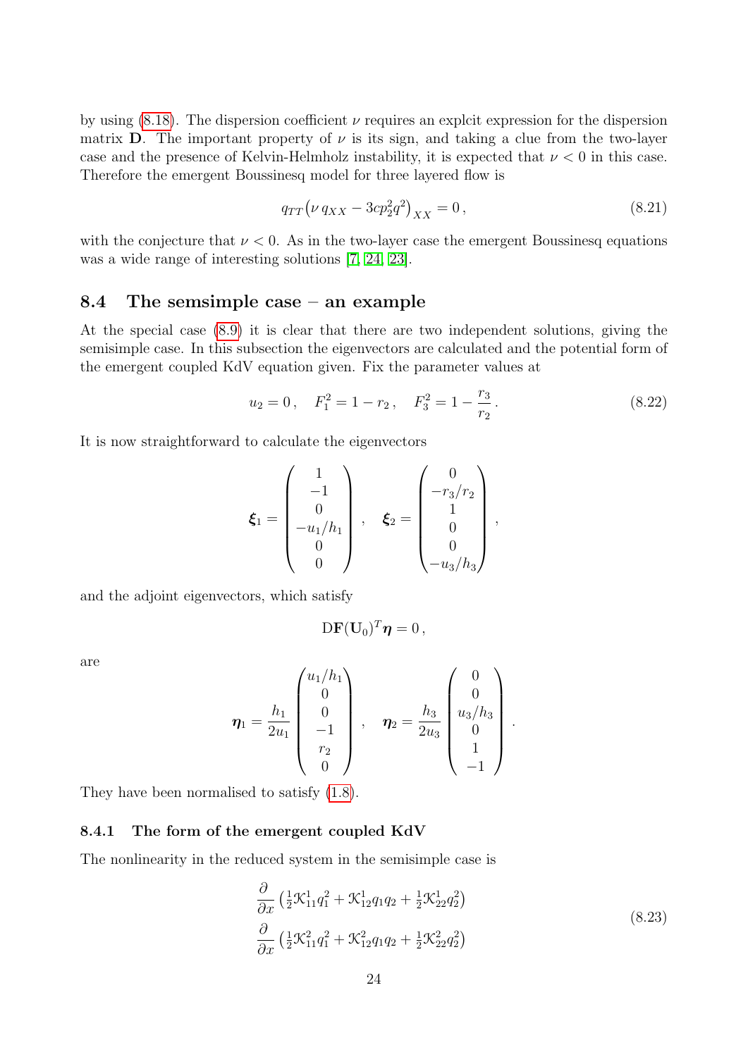by using (8.18). The dispersion coefficient $\nu$ requires an explcit expression for the dispersion matrix $\mathbf{D}$. The important property of $\nu$ is its sign, and taking a clue from the two-layer case and the presence of Kelvin-Helmholz instability, it is expected that $\nu < 0$ in this case. Therefore the emergent Boussinesq model for three layered flow is

$$q_{TT}\big(\nu\, q_{XX} - 3cp_2^2 q^2\big)_{XX} = 0\,, \tag{8.21}$$

with the conjecture that $\nu < 0$. As in the two-layer case the emergent Boussinesq equations was a wide range of interesting solutions [7, 24, 23].

## 8.4 The semsimple case – an example

At the special case (8.9) it is clear that there are two independent solutions, giving the semisimple case. In this subsection the eigenvectors are calculated and the potential form of the emergent coupled KdV equation given. Fix the parameter values at

$$u_2 = 0\,, \quad F_1^2 = 1 - r_2\,, \quad F_3^2 = 1 - \frac{r_3}{r_2}\,. \tag{8.22}$$

It is now straightforward to calculate the eigenvectors

$$\boldsymbol{\xi}_1 = \begin{pmatrix} 1 \\ -1 \\ 0 \\ -u_1/h_1 \\ 0 \\ 0 \end{pmatrix}\,, \quad \boldsymbol{\xi}_2 = \begin{pmatrix} 0 \\ -r_3/r_2 \\ 1 \\ 0 \\ 0 \\ -u_3/h_3 \end{pmatrix}\,,$$

and the adjoint eigenvectors, which satisfy

$$\mathrm{D}\mathbf{F}(\mathbf{U}_0)^T \boldsymbol{\eta} = 0\,,$$

are

$$\boldsymbol{\eta}_1 = \frac{h_1}{2u_1}\begin{pmatrix} u_1/h_1 \\ 0 \\ 0 \\ -1 \\ r_2 \\ 0 \end{pmatrix}\,, \quad \boldsymbol{\eta}_2 = \frac{h_3}{2u_3}\begin{pmatrix} 0 \\ 0 \\ u_3/h_3 \\ 0 \\ 1 \\ -1 \end{pmatrix}\,.$$

They have been normalised to satisfy (1.8).

### 8.4.1 The form of the emergent coupled KdV

The nonlinearity in the reduced system in the semisimple case is

$$\begin{aligned} &\frac{\partial}{\partial x}\left(\tfrac{1}{2}\mathcal{K}_{11}^1 q_1^2 + \mathcal{K}_{12}^1 q_1 q_2 + \tfrac{1}{2}\mathcal{K}_{22}^1 q_2^2\right) \\ &\frac{\partial}{\partial x}\left(\tfrac{1}{2}\mathcal{K}_{11}^2 q_1^2 + \mathcal{K}_{12}^2 q_1 q_2 + \tfrac{1}{2}\mathcal{K}_{22}^2 q_2^2\right) \end{aligned} \tag{8.23}$$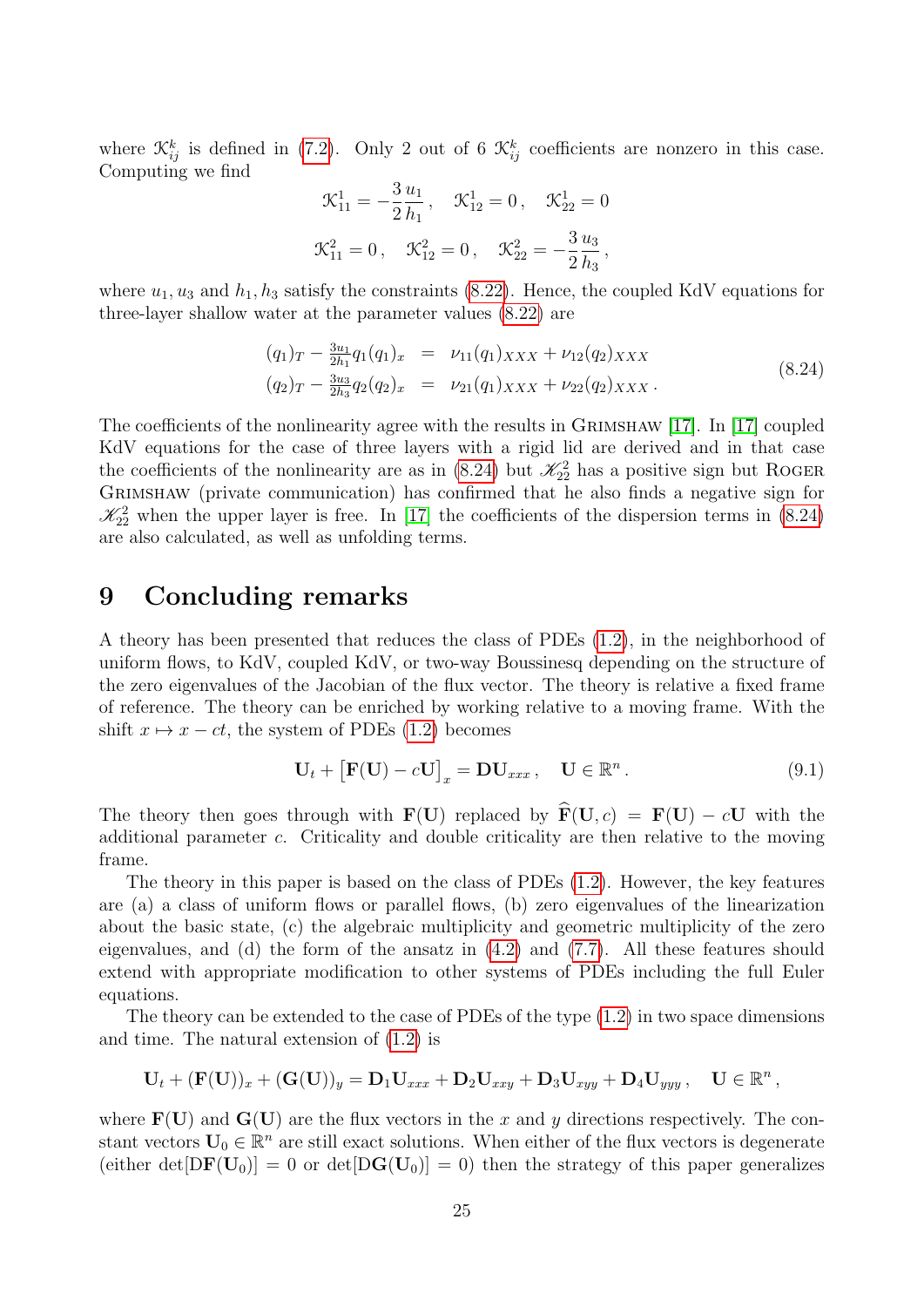where $\mathcal{K}^k_{ij}$ is defined in (7.2). Only 2 out of 6 $\mathcal{K}^k_{ij}$ coefficients are nonzero in this case. Computing we find

$$\mathcal{K}^1_{11} = -\frac{3}{2}\frac{u_1}{h_1}\,, \quad \mathcal{K}^1_{12} = 0\,, \quad \mathcal{K}^1_{22} = 0$$

$$\mathcal{K}^2_{11} = 0\,, \quad \mathcal{K}^2_{12} = 0\,, \quad \mathcal{K}^2_{22} = -\frac{3}{2}\frac{u_3}{h_3}\,,$$

where $u_1, u_3$ and $h_1, h_3$ satisfy the constraints (8.22). Hence, the coupled KdV equations for three-layer shallow water at the parameter values (8.22) are

$$\begin{aligned}
(q_1)_T - \tfrac{3u_1}{2h_1} q_1 (q_1)_x &= \nu_{11}(q_1)_{XXX} + \nu_{12}(q_2)_{XXX} \\
(q_2)_T - \tfrac{3u_3}{2h_3} q_2 (q_2)_x &= \nu_{21}(q_1)_{XXX} + \nu_{22}(q_2)_{XXX}\,.
\end{aligned} \tag{8.24}$$

The coefficients of the nonlinearity agree with the results in Grimshaw [17]. In [17] coupled KdV equations for the case of three layers with a rigid lid are derived and in that case the coefficients of the nonlinearity are as in (8.24) but $\mathscr{K}^2_{22}$ has a positive sign but Roger Grimshaw (private communication) has confirmed that he also finds a negative sign for $\mathscr{K}^2_{22}$ when the upper layer is free. In [17] the coefficients of the dispersion terms in (8.24) are also calculated, as well as unfolding terms.

# 9 Concluding remarks

A theory has been presented that reduces the class of PDEs (1.2), in the neighborhood of uniform flows, to KdV, coupled KdV, or two-way Boussinesq depending on the structure of the zero eigenvalues of the Jacobian of the flux vector. The theory is relative a fixed frame of reference. The theory can be enriched by working relative to a moving frame. With the shift $x \mapsto x - ct$, the system of PDEs (1.2) becomes

$$\mathbf{U}_t + \big[\mathbf{F}(\mathbf{U}) - c\mathbf{U}\big]_x = \mathbf{D}\mathbf{U}_{xxx}\,, \quad \mathbf{U} \in \mathbb{R}^n\,. \tag{9.1}$$

The theory then goes through with $\mathbf{F}(\mathbf{U})$ replaced by $\widehat{\mathbf{F}}(\mathbf{U}, c) = \mathbf{F}(\mathbf{U}) - c\mathbf{U}$ with the additional parameter $c$. Criticality and double criticality are then relative to the moving frame.

The theory in this paper is based on the class of PDEs (1.2). However, the key features are (a) a class of uniform flows or parallel flows, (b) zero eigenvalues of the linearization about the basic state, (c) the algebraic multiplicity and geometric multiplicity of the zero eigenvalues, and (d) the form of the ansatz in (4.2) and (7.7). All these features should extend with appropriate modification to other systems of PDEs including the full Euler equations.

The theory can be extended to the case of PDEs of the type (1.2) in two space dimensions and time. The natural extension of (1.2) is

$$\mathbf{U}_t + (\mathbf{F}(\mathbf{U}))_x + (\mathbf{G}(\mathbf{U}))_y = \mathbf{D}_1\mathbf{U}_{xxx} + \mathbf{D}_2\mathbf{U}_{xxy} + \mathbf{D}_3\mathbf{U}_{xyy} + \mathbf{D}_4\mathbf{U}_{yyy}\,, \quad \mathbf{U} \in \mathbb{R}^n\,,$$

where $\mathbf{F}(\mathbf{U})$ and $\mathbf{G}(\mathbf{U})$ are the flux vectors in the $x$ and $y$ directions respectively. The constant vectors $\mathbf{U}_0 \in \mathbb{R}^n$ are still exact solutions. When either of the flux vectors is degenerate (either $\det[\mathrm{D}\mathbf{F}(\mathbf{U}_0)] = 0$ or $\det[\mathrm{D}\mathbf{G}(\mathbf{U}_0)] = 0$) then the strategy of this paper generalizes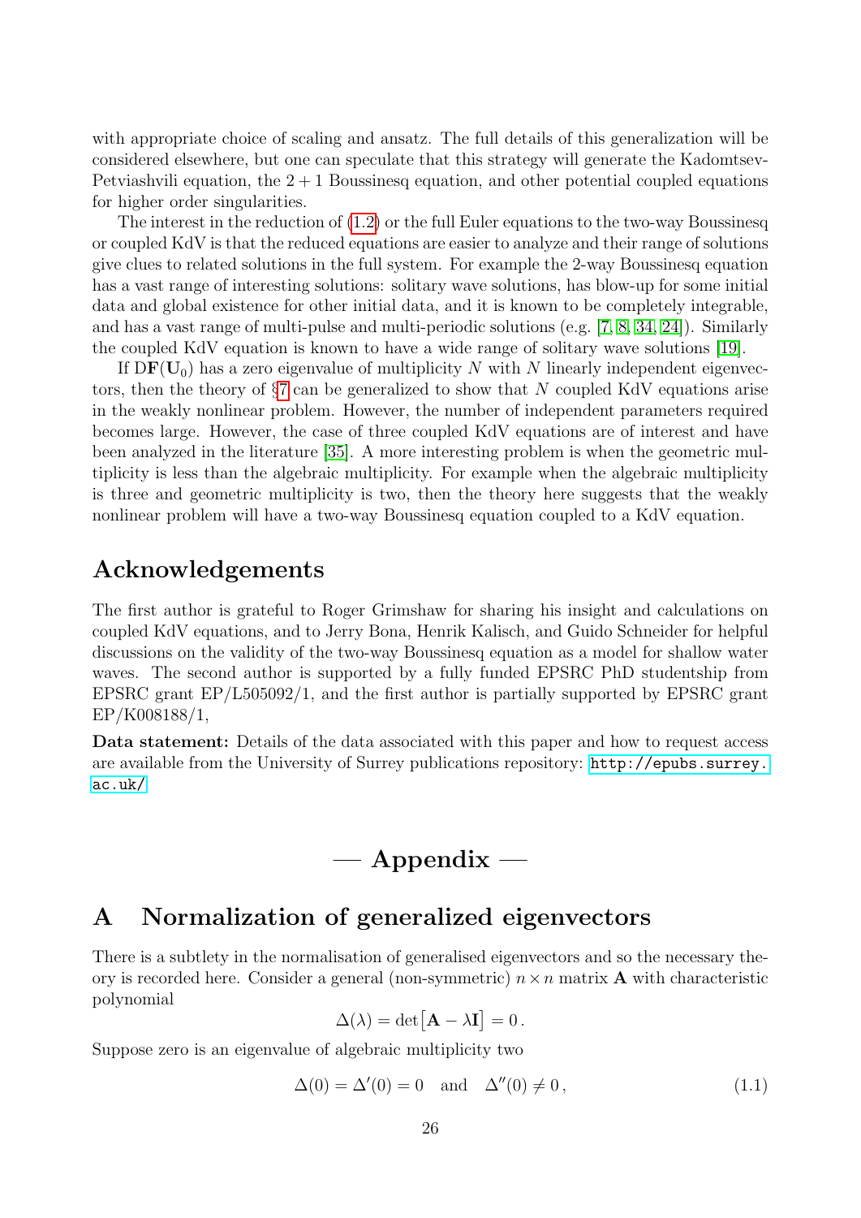with appropriate choice of scaling and ansatz. The full details of this generalization will be considered elsewhere, but one can speculate that this strategy will generate the Kadomtsev-Petviashvili equation, the $2+1$ Boussinesq equation, and other potential coupled equations for higher order singularities.

The interest in the reduction of (1.2) or the full Euler equations to the two-way Boussinesq or coupled KdV is that the reduced equations are easier to analyze and their range of solutions give clues to related solutions in the full system. For example the 2-way Boussinesq equation has a vast range of interesting solutions: solitary wave solutions, has blow-up for some initial data and global existence for other initial data, and it is known to be completely integrable, and has a vast range of multi-pulse and multi-periodic solutions (e.g. [7, 8, 34, 24]). Similarly the coupled KdV equation is known to have a wide range of solitary wave solutions [19].

If $\mathbf{DF}(\mathbf{U}_0)$ has a zero eigenvalue of multiplicity $N$ with $N$ linearly independent eigenvectors, then the theory of §7 can be generalized to show that $N$ coupled KdV equations arise in the weakly nonlinear problem. However, the number of independent parameters required becomes large. However, the case of three coupled KdV equations are of interest and have been analyzed in the literature [35]. A more interesting problem is when the geometric multiplicity is less than the algebraic multiplicity. For example when the algebraic multiplicity is three and geometric multiplicity is two, then the theory here suggests that the weakly nonlinear problem will have a two-way Boussinesq equation coupled to a KdV equation.

## Acknowledgements

The first author is grateful to Roger Grimshaw for sharing his insight and calculations on coupled KdV equations, and to Jerry Bona, Henrik Kalisch, and Guido Schneider for helpful discussions on the validity of the two-way Boussinesq equation as a model for shallow water waves. The second author is supported by a fully funded EPSRC PhD studentship from EPSRC grant EP/L505092/1, and the first author is partially supported by EPSRC grant EP/K008188/1,

**Data statement:** Details of the data associated with this paper and how to request access are available from the University of Surrey publications repository: http://epubs.surrey.ac.uk/

# — Appendix —

## A Normalization of generalized eigenvectors

There is a subtlety in the normalisation of generalised eigenvectors and so the necessary theory is recorded here. Consider a general (non-symmetric) $n \times n$ matrix $\mathbf{A}$ with characteristic polynomial

$$\Delta(\lambda) = \det\big[\mathbf{A} - \lambda\mathbf{I}\big] = 0\,.$$

Suppose zero is an eigenvalue of algebraic multiplicity two

$$\Delta(0) = \Delta'(0) = 0 \quad \text{and} \quad \Delta''(0) \neq 0\,, \tag{1.1}$$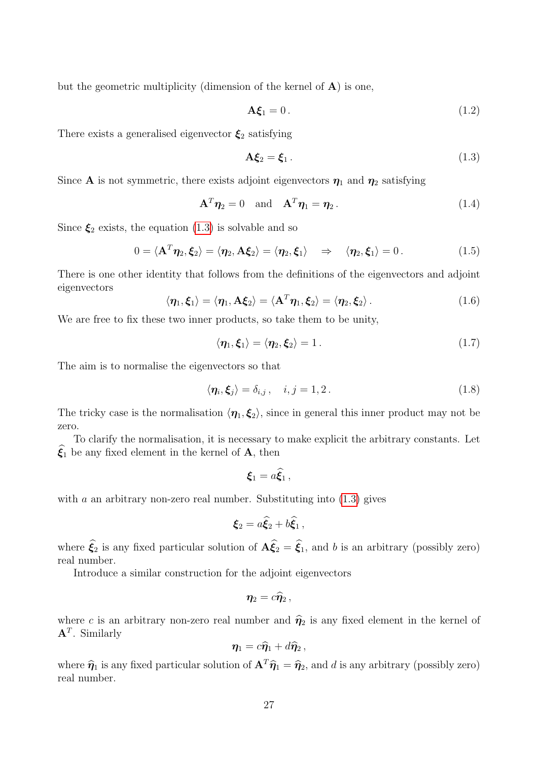but the geometric multiplicity (dimension of the kernel of $\mathbf{A}$) is one,

$$\mathbf{A}\boldsymbol{\xi}_1 = 0\,. \tag{1.2}$$

There exists a generalised eigenvector $\boldsymbol{\xi}_2$ satisfying

$$\mathbf{A}\boldsymbol{\xi}_2 = \boldsymbol{\xi}_1\,. \tag{1.3}$$

Since $\mathbf{A}$ is not symmetric, there exists adjoint eigenvectors $\boldsymbol{\eta}_1$ and $\boldsymbol{\eta}_2$ satisfying

$$\mathbf{A}^T\boldsymbol{\eta}_2 = 0 \quad \text{and} \quad \mathbf{A}^T\boldsymbol{\eta}_1 = \boldsymbol{\eta}_2\,. \tag{1.4}$$

Since $\boldsymbol{\xi}_2$ exists, the equation (1.3) is solvable and so

$$0 = \langle \mathbf{A}^T\boldsymbol{\eta}_2, \boldsymbol{\xi}_2\rangle = \langle \boldsymbol{\eta}_2, \mathbf{A}\boldsymbol{\xi}_2\rangle = \langle \boldsymbol{\eta}_2, \boldsymbol{\xi}_1\rangle \quad \Rightarrow \quad \langle \boldsymbol{\eta}_2, \boldsymbol{\xi}_1\rangle = 0\,. \tag{1.5}$$

There is one other identity that follows from the definitions of the eigenvectors and adjoint eigenvectors

$$\langle \boldsymbol{\eta}_1, \boldsymbol{\xi}_1\rangle = \langle \boldsymbol{\eta}_1, \mathbf{A}\boldsymbol{\xi}_2\rangle = \langle \mathbf{A}^T\boldsymbol{\eta}_1, \boldsymbol{\xi}_2\rangle = \langle \boldsymbol{\eta}_2, \boldsymbol{\xi}_2\rangle\,. \tag{1.6}$$

We are free to fix these two inner products, so take them to be unity,

$$\langle \boldsymbol{\eta}_1, \boldsymbol{\xi}_1\rangle = \langle \boldsymbol{\eta}_2, \boldsymbol{\xi}_2\rangle = 1\,. \tag{1.7}$$

The aim is to normalise the eigenvectors so that

$$\langle \boldsymbol{\eta}_i, \boldsymbol{\xi}_j\rangle = \delta_{i,j}\,, \quad i,j = 1,2\,. \tag{1.8}$$

The tricky case is the normalisation $\langle \boldsymbol{\eta}_1, \boldsymbol{\xi}_2\rangle$, since in general this inner product may not be zero.

To clarify the normalisation, it is necessary to make explicit the arbitrary constants. Let $\widehat{\boldsymbol{\xi}}_1$ be any fixed element in the kernel of $\mathbf{A}$, then

$$\boldsymbol{\xi}_1 = a\widehat{\boldsymbol{\xi}}_1\,,$$

with $a$ an arbitrary non-zero real number. Substituting into (1.3) gives

$$\boldsymbol{\xi}_2 = a\widehat{\boldsymbol{\xi}}_2 + b\widehat{\boldsymbol{\xi}}_1\,,$$

where $\widehat{\boldsymbol{\xi}}_2$ is any fixed particular solution of $\mathbf{A}\widehat{\boldsymbol{\xi}}_2 = \widehat{\boldsymbol{\xi}}_1$, and $b$ is an arbitrary (possibly zero) real number.

Introduce a similar construction for the adjoint eigenvectors

$$\boldsymbol{\eta}_2 = c\widehat{\boldsymbol{\eta}}_2\,,$$

where $c$ is an arbitrary non-zero real number and $\widehat{\boldsymbol{\eta}}_2$ is any fixed element in the kernel of $\mathbf{A}^T$. Similarly

$$\boldsymbol{\eta}_1 = c\widehat{\boldsymbol{\eta}}_1 + d\widehat{\boldsymbol{\eta}}_2\,,$$

where $\widehat{\boldsymbol{\eta}}_1$ is any fixed particular solution of $\mathbf{A}^T\widehat{\boldsymbol{\eta}}_1 = \widehat{\boldsymbol{\eta}}_2$, and $d$ is any arbitrary (possibly zero) real number.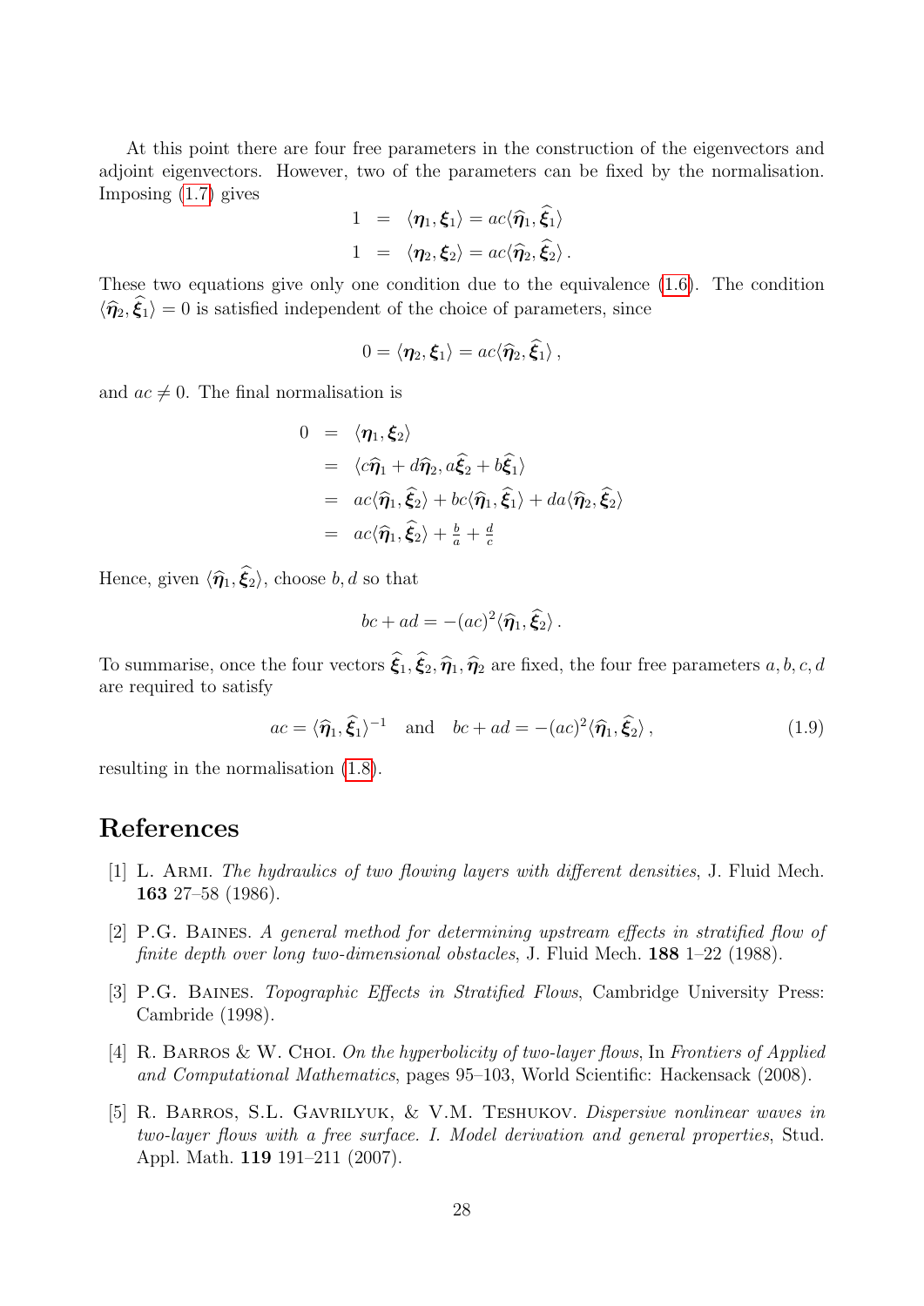At this point there are four free parameters in the construction of the eigenvectors and adjoint eigenvectors. However, two of the parameters can be fixed by the normalisation. Imposing (1.7) gives

$$
\begin{aligned}
1 &= \langle \boldsymbol{\eta}_1, \boldsymbol{\xi}_1 \rangle = ac \langle \widehat{\boldsymbol{\eta}}_1, \widehat{\boldsymbol{\xi}}_1 \rangle \\
1 &= \langle \boldsymbol{\eta}_2, \boldsymbol{\xi}_2 \rangle = ac \langle \widehat{\boldsymbol{\eta}}_2, \widehat{\boldsymbol{\xi}}_2 \rangle \,.
\end{aligned}
$$

These two equations give only one condition due to the equivalence (1.6). The condition $\langle \widehat{\boldsymbol{\eta}}_2, \widehat{\boldsymbol{\xi}}_1 \rangle = 0$ is satisfied independent of the choice of parameters, since

$$
0 = \langle \boldsymbol{\eta}_2, \boldsymbol{\xi}_1 \rangle = ac \langle \widehat{\boldsymbol{\eta}}_2, \widehat{\boldsymbol{\xi}}_1 \rangle \,,
$$

and $ac \neq 0$. The final normalisation is

$$
\begin{aligned}
0 &= \langle \boldsymbol{\eta}_1, \boldsymbol{\xi}_2 \rangle \\
&= \langle c\widehat{\boldsymbol{\eta}}_1 + d\widehat{\boldsymbol{\eta}}_2, a\widehat{\boldsymbol{\xi}}_2 + b\widehat{\boldsymbol{\xi}}_1 \rangle \\
&= ac \langle \widehat{\boldsymbol{\eta}}_1, \widehat{\boldsymbol{\xi}}_2 \rangle + bc \langle \widehat{\boldsymbol{\eta}}_1, \widehat{\boldsymbol{\xi}}_1 \rangle + da \langle \widehat{\boldsymbol{\eta}}_2, \widehat{\boldsymbol{\xi}}_2 \rangle \\
&= ac \langle \widehat{\boldsymbol{\eta}}_1, \widehat{\boldsymbol{\xi}}_2 \rangle + \tfrac{b}{a} + \tfrac{d}{c}
\end{aligned}
$$

Hence, given $\langle \widehat{\boldsymbol{\eta}}_1, \widehat{\boldsymbol{\xi}}_2 \rangle$, choose $b, d$ so that

$$
bc + ad = -(ac)^2 \langle \widehat{\boldsymbol{\eta}}_1, \widehat{\boldsymbol{\xi}}_2 \rangle \,.
$$

To summarise, once the four vectors $\widehat{\boldsymbol{\xi}}_1, \widehat{\boldsymbol{\xi}}_2, \widehat{\boldsymbol{\eta}}_1, \widehat{\boldsymbol{\eta}}_2$ are fixed, the four free parameters $a, b, c, d$ are required to satisfy

$$
ac = \langle \widehat{\boldsymbol{\eta}}_1, \widehat{\boldsymbol{\xi}}_1 \rangle^{-1} \quad \text{and} \quad bc + ad = -(ac)^2 \langle \widehat{\boldsymbol{\eta}}_1, \widehat{\boldsymbol{\xi}}_2 \rangle \,, \tag{1.9}
$$

resulting in the normalisation (1.8).

# References

[1] L. Armi. *The hydraulics of two flowing layers with different densities*, J. Fluid Mech. **163** 27–58 (1986).

[2] P.G. Baines. *A general method for determining upstream effects in stratified flow of finite depth over long two-dimensional obstacles*, J. Fluid Mech. **188** 1–22 (1988).

[3] P.G. Baines. *Topographic Effects in Stratified Flows*, Cambridge University Press: Cambride (1998).

[4] R. Barros & W. Choi. *On the hyperbolicity of two-layer flows*, In *Frontiers of Applied and Computational Mathematics*, pages 95–103, World Scientific: Hackensack (2008).

[5] R. Barros, S.L. Gavrilyuk, & V.M. Teshukov. *Dispersive nonlinear waves in two-layer flows with a free surface. I. Model derivation and general properties*, Stud. Appl. Math. **119** 191–211 (2007).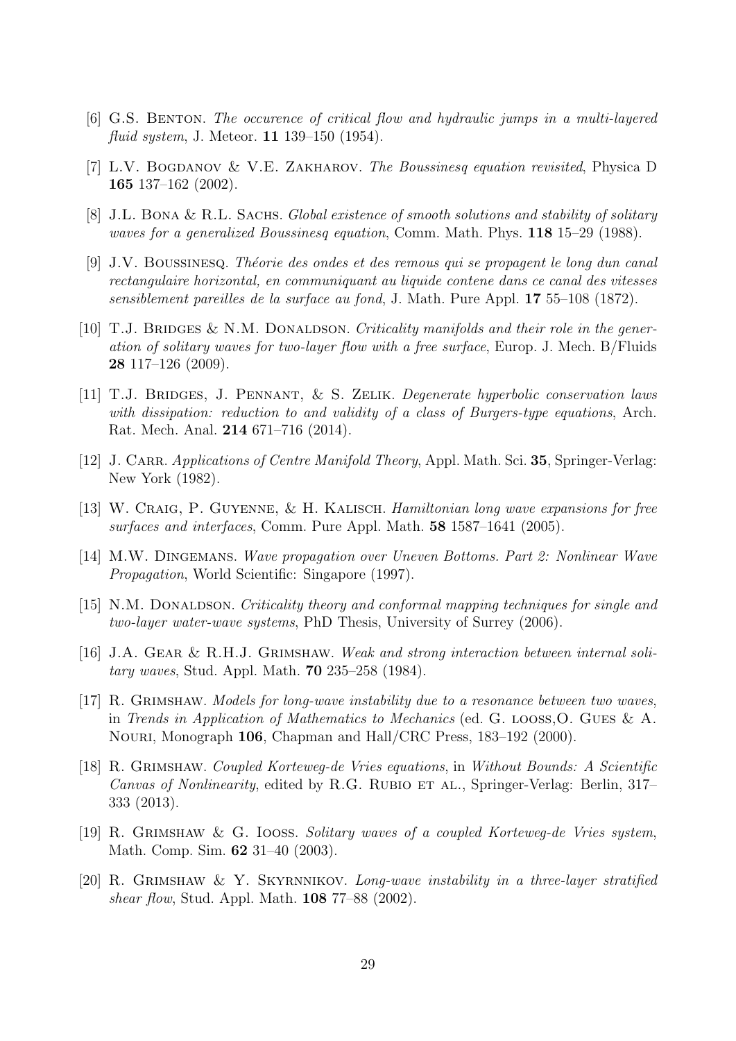[6] G.S. Benton. *The occurence of critical flow and hydraulic jumps in a multi-layered fluid system*, J. Meteor. **11** 139–150 (1954).

[7] L.V. Bogdanov & V.E. Zakharov. *The Boussinesq equation revisited*, Physica D **165** 137–162 (2002).

[8] J.L. Bona & R.L. Sachs. *Global existence of smooth solutions and stability of solitary waves for a generalized Boussinesq equation*, Comm. Math. Phys. **118** 15–29 (1988).

[9] J.V. Boussinesq. *Théorie des ondes et des remous qui se propagent le long dun canal rectangulaire horizontal, en communiquant au liquide contene dans ce canal des vitesses sensiblement pareilles de la surface au fond*, J. Math. Pure Appl. **17** 55–108 (1872).

[10] T.J. Bridges & N.M. Donaldson. *Criticality manifolds and their role in the generation of solitary waves for two-layer flow with a free surface*, Europ. J. Mech. B/Fluids **28** 117–126 (2009).

[11] T.J. Bridges, J. Pennant, & S. Zelik. *Degenerate hyperbolic conservation laws with dissipation: reduction to and validity of a class of Burgers-type equations*, Arch. Rat. Mech. Anal. **214** 671–716 (2014).

[12] J. Carr. *Applications of Centre Manifold Theory*, Appl. Math. Sci. **35**, Springer-Verlag: New York (1982).

[13] W. Craig, P. Guyenne, & H. Kalisch. *Hamiltonian long wave expansions for free surfaces and interfaces*, Comm. Pure Appl. Math. **58** 1587–1641 (2005).

[14] M.W. Dingemans. *Wave propagation over Uneven Bottoms. Part 2: Nonlinear Wave Propagation*, World Scientific: Singapore (1997).

[15] N.M. Donaldson. *Criticality theory and conformal mapping techniques for single and two-layer water-wave systems*, PhD Thesis, University of Surrey (2006).

[16] J.A. Gear & R.H.J. Grimshaw. *Weak and strong interaction between internal solitary waves*, Stud. Appl. Math. **70** 235–258 (1984).

[17] R. Grimshaw. *Models for long-wave instability due to a resonance between two waves*, in *Trends in Application of Mathematics to Mechanics* (ed. G. looss,O. Gues & A. Nouri, Monograph **106**, Chapman and Hall/CRC Press, 183–192 (2000).

[18] R. Grimshaw. *Coupled Korteweg-de Vries equations*, in *Without Bounds: A Scientific Canvas of Nonlinearity*, edited by R.G. Rubio et al., Springer-Verlag: Berlin, 317–333 (2013).

[19] R. Grimshaw & G. Iooss. *Solitary waves of a coupled Korteweg-de Vries system*, Math. Comp. Sim. **62** 31–40 (2003).

[20] R. Grimshaw & Y. Skyrnnikov. *Long-wave instability in a three-layer stratified shear flow*, Stud. Appl. Math. **108** 77–88 (2002).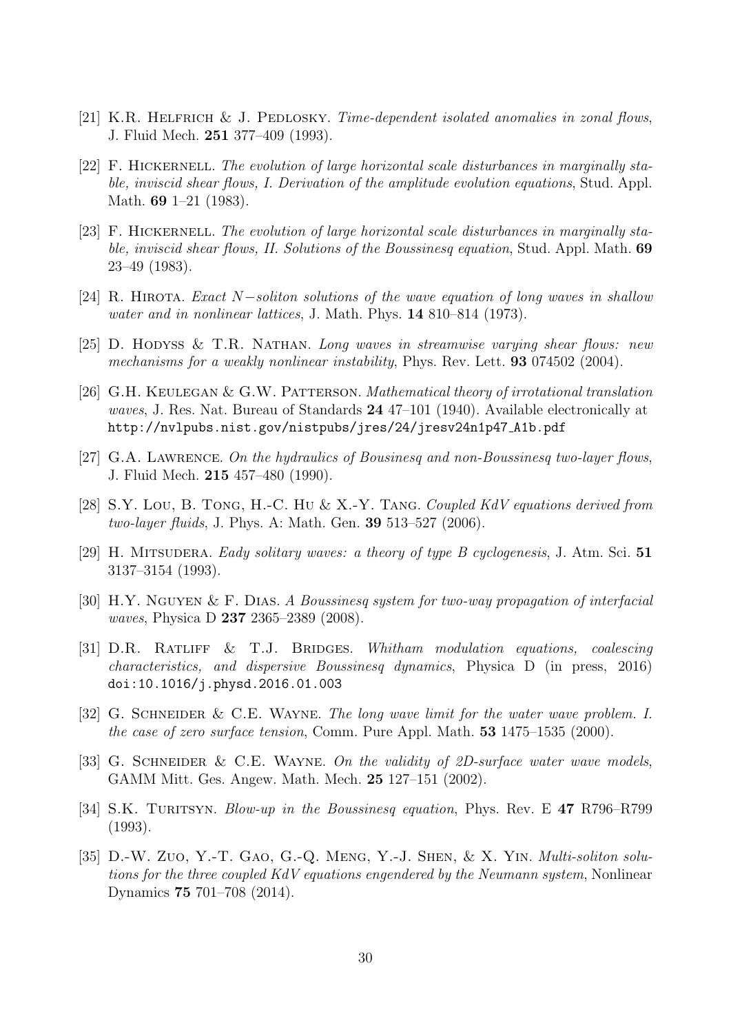[21] K.R. Helfrich & J. Pedlosky. *Time-dependent isolated anomalies in zonal flows*, J. Fluid Mech. **251** 377–409 (1993).

[22] F. Hickernell. *The evolution of large horizontal scale disturbances in marginally stable, inviscid shear flows, I. Derivation of the amplitude evolution equations*, Stud. Appl. Math. **69** 1–21 (1983).

[23] F. Hickernell. *The evolution of large horizontal scale disturbances in marginally stable, inviscid shear flows, II. Solutions of the Boussinesq equation*, Stud. Appl. Math. **69** 23–49 (1983).

[24] R. Hirota. *Exact $N-$soliton solutions of the wave equation of long waves in shallow water and in nonlinear lattices*, J. Math. Phys. **14** 810–814 (1973).

[25] D. Hodyss & T.R. Nathan. *Long waves in streamwise varying shear flows: new mechanisms for a weakly nonlinear instability*, Phys. Rev. Lett. **93** 074502 (2004).

[26] G.H. Keulegan & G.W. Patterson. *Mathematical theory of irrotational translation waves*, J. Res. Nat. Bureau of Standards **24** 47–101 (1940). Available electronically at `http://nvlpubs.nist.gov/nistpubs/jres/24/jresv24n1p47_A1b.pdf`

[27] G.A. Lawrence. *On the hydraulics of Bousinesq and non-Boussinesq two-layer flows*, J. Fluid Mech. **215** 457–480 (1990).

[28] S.Y. Lou, B. Tong, H.-C. Hu & X.-Y. Tang. *Coupled KdV equations derived from two-layer fluids*, J. Phys. A: Math. Gen. **39** 513–527 (2006).

[29] H. Mitsudera. *Eady solitary waves: a theory of type B cyclogenesis*, J. Atm. Sci. **51** 3137–3154 (1993).

[30] H.Y. Nguyen & F. Dias. *A Boussinesq system for two-way propagation of interfacial waves*, Physica D **237** 2365–2389 (2008).

[31] D.R. Ratliff & T.J. Bridges. *Whitham modulation equations, coalescing characteristics, and dispersive Boussinesq dynamics*, Physica D (in press, 2016) `doi:10.1016/j.physd.2016.01.003`

[32] G. Schneider & C.E. Wayne. *The long wave limit for the water wave problem. I. the case of zero surface tension*, Comm. Pure Appl. Math. **53** 1475–1535 (2000).

[33] G. Schneider & C.E. Wayne. *On the validity of 2D-surface water wave models*, GAMM Mitt. Ges. Angew. Math. Mech. **25** 127–151 (2002).

[34] S.K. Turitsyn. *Blow-up in the Boussinesq equation*, Phys. Rev. E **47** R796–R799 (1993).

[35] D.-W. Zuo, Y.-T. Gao, G.-Q. Meng, Y.-J. Shen, & X. Yin. *Multi-soliton solutions for the three coupled KdV equations engendered by the Neumann system*, Nonlinear Dynamics **75** 701–708 (2014).